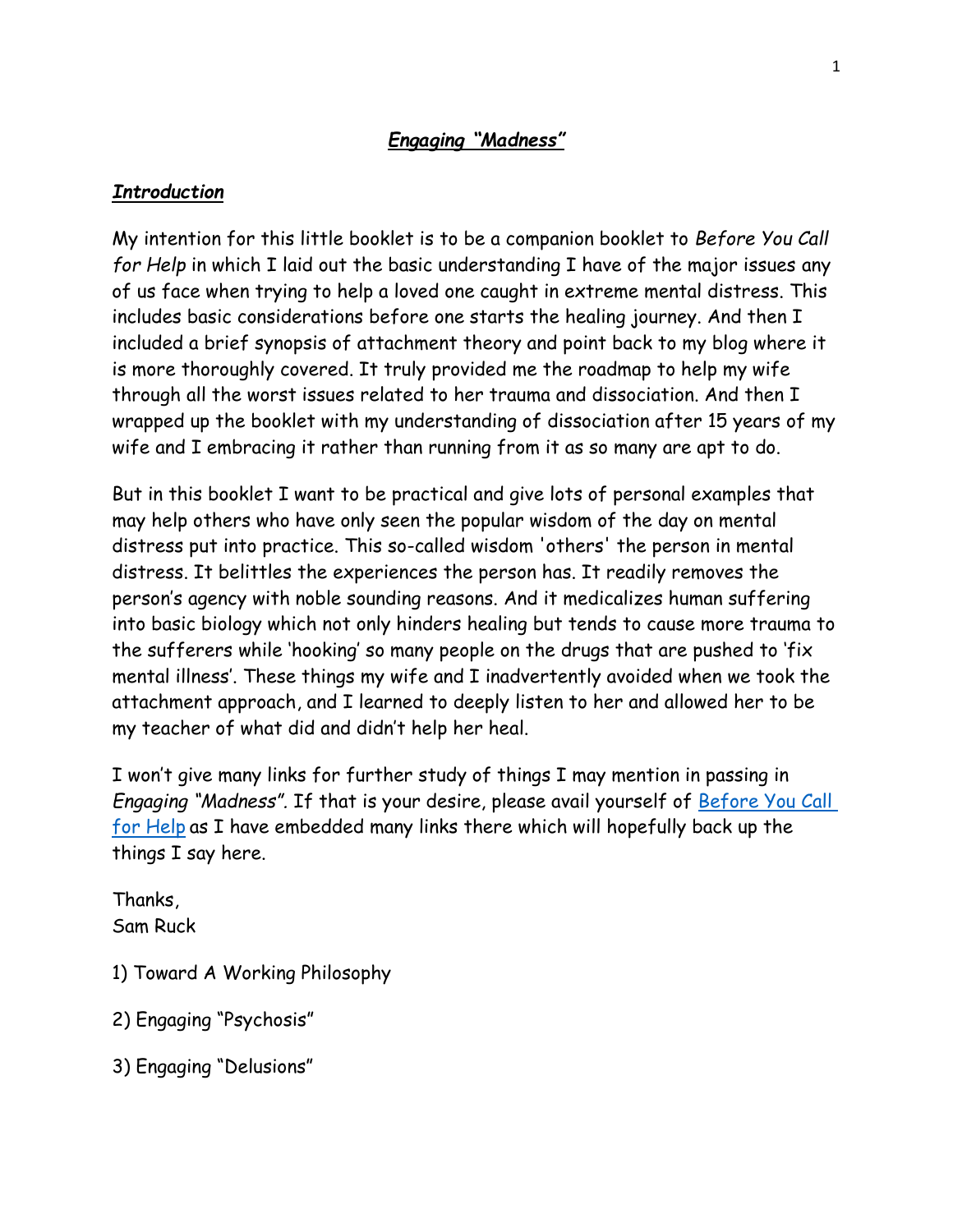# *Engaging "Madness"*

## *Introduction*

My intention for this little booklet is to be a companion booklet to *Before You Call for Help* in which I laid out the basic understanding I have of the major issues any of us face when trying to help a loved one caught in extreme mental distress. This includes basic considerations before one starts the healing journey. And then I included a brief synopsis of attachment theory and point back to my blog where it is more thoroughly covered. It truly provided me the roadmap to help my wife through all the worst issues related to her trauma and dissociation. And then I wrapped up the booklet with my understanding of dissociation after 15 years of my wife and I embracing it rather than running from it as so many are apt to do.

But in this booklet I want to be practical and give lots of personal examples that may help others who have only seen the popular wisdom of the day on mental distress put into practice. This so-called wisdom 'others' the person in mental distress. It belittles the experiences the person has. It readily removes the person's agency with noble sounding reasons. And it medicalizes human suffering into basic biology which not only hinders healing but tends to cause more trauma to the sufferers while 'hooking' so many people on the drugs that are pushed to 'fix mental illness'. These things my wife and I inadvertently avoided when we took the attachment approach, and I learned to deeply listen to her and allowed her to be my teacher of what did and didn't help her heal.

I won't give many links for further study of things I may mention in passing in *Engaging "Madness"*. If that is your desire, please avail yourself of [Before You Call for Help]() as I have embedded many links there which will hopefully back up the things I say here.

Thanks,
Sam Ruck

1) Toward A Working Philosophy

2) Engaging "Psychosis"

3) Engaging "Delusions"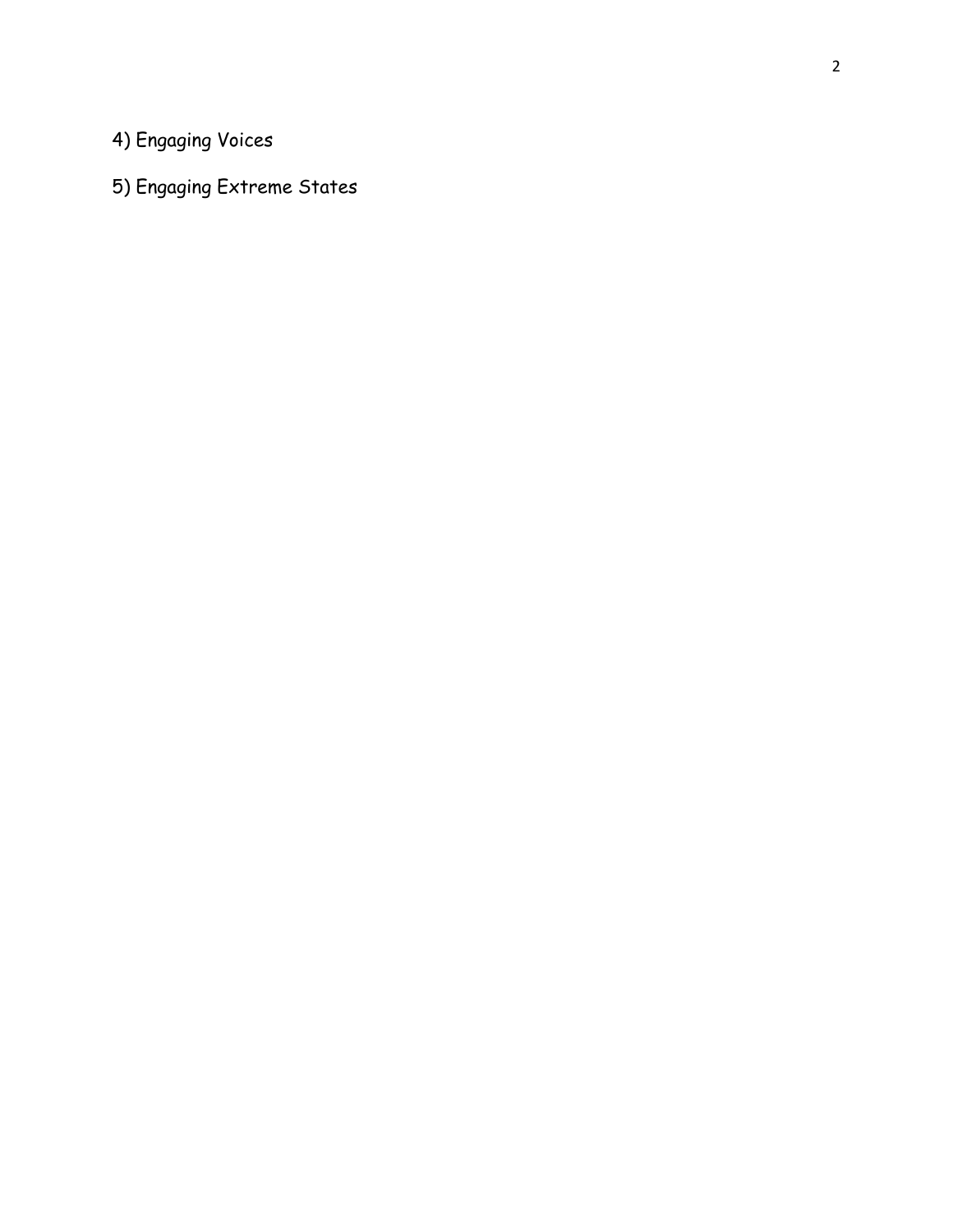4) Engaging Voices

5) Engaging Extreme States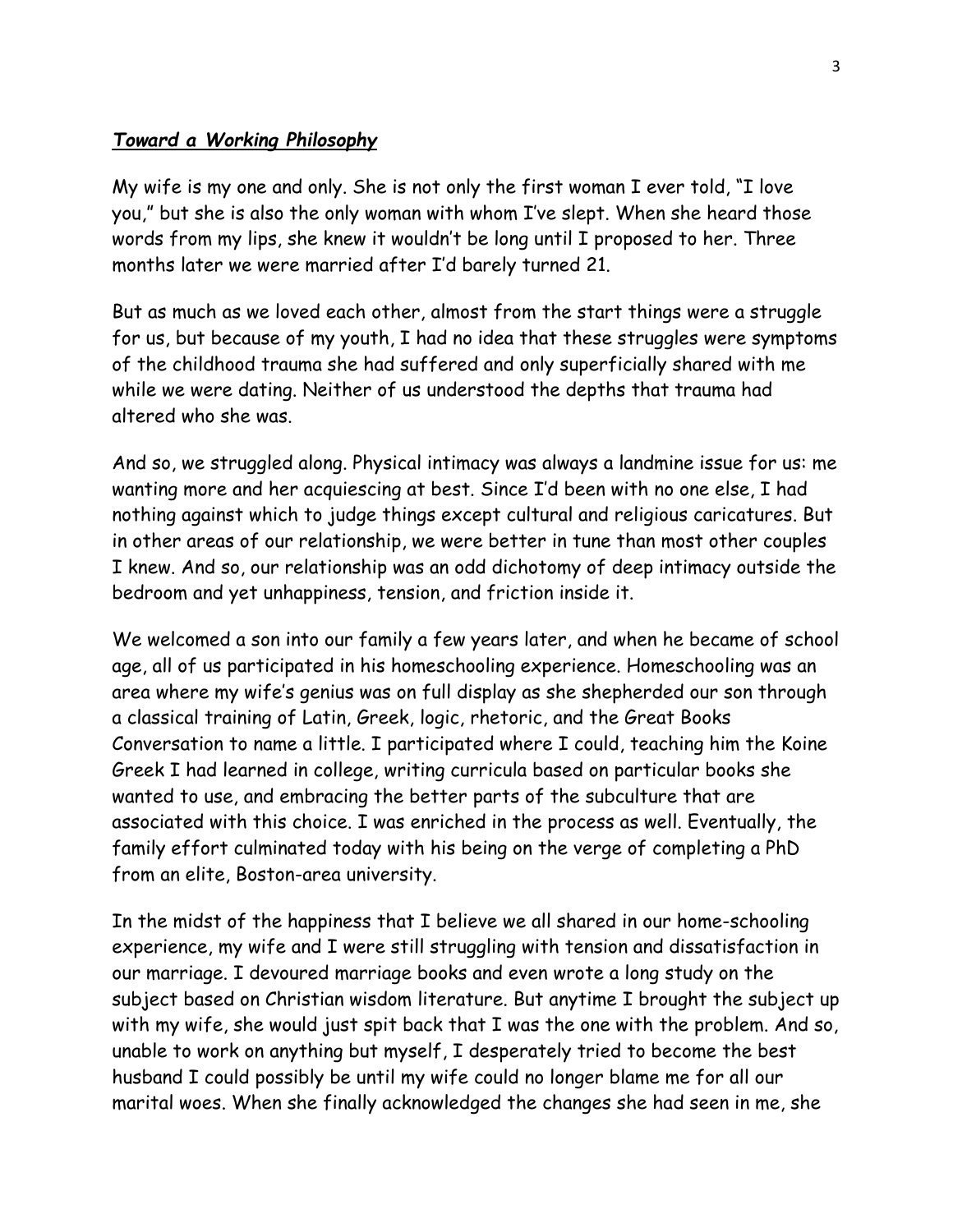***Toward a Working Philosophy***

My wife is my one and only. She is not only the first woman I ever told, "I love you," but she is also the only woman with whom I've slept. When she heard those words from my lips, she knew it wouldn't be long until I proposed to her. Three months later we were married after I'd barely turned 21.

But as much as we loved each other, almost from the start things were a struggle for us, but because of my youth, I had no idea that these struggles were symptoms of the childhood trauma she had suffered and only superficially shared with me while we were dating. Neither of us understood the depths that trauma had altered who she was.

And so, we struggled along. Physical intimacy was always a landmine issue for us: me wanting more and her acquiescing at best. Since I'd been with no one else, I had nothing against which to judge things except cultural and religious caricatures. But in other areas of our relationship, we were better in tune than most other couples I knew. And so, our relationship was an odd dichotomy of deep intimacy outside the bedroom and yet unhappiness, tension, and friction inside it.

We welcomed a son into our family a few years later, and when he became of school age, all of us participated in his homeschooling experience. Homeschooling was an area where my wife's genius was on full display as she shepherded our son through a classical training of Latin, Greek, logic, rhetoric, and the Great Books Conversation to name a little. I participated where I could, teaching him the Koine Greek I had learned in college, writing curricula based on particular books she wanted to use, and embracing the better parts of the subculture that are associated with this choice. I was enriched in the process as well. Eventually, the family effort culminated today with his being on the verge of completing a PhD from an elite, Boston-area university.

In the midst of the happiness that I believe we all shared in our home-schooling experience, my wife and I were still struggling with tension and dissatisfaction in our marriage. I devoured marriage books and even wrote a long study on the subject based on Christian wisdom literature. But anytime I brought the subject up with my wife, she would just spit back that I was the one with the problem. And so, unable to work on anything but myself, I desperately tried to become the best husband I could possibly be until my wife could no longer blame me for all our marital woes. When she finally acknowledged the changes she had seen in me, she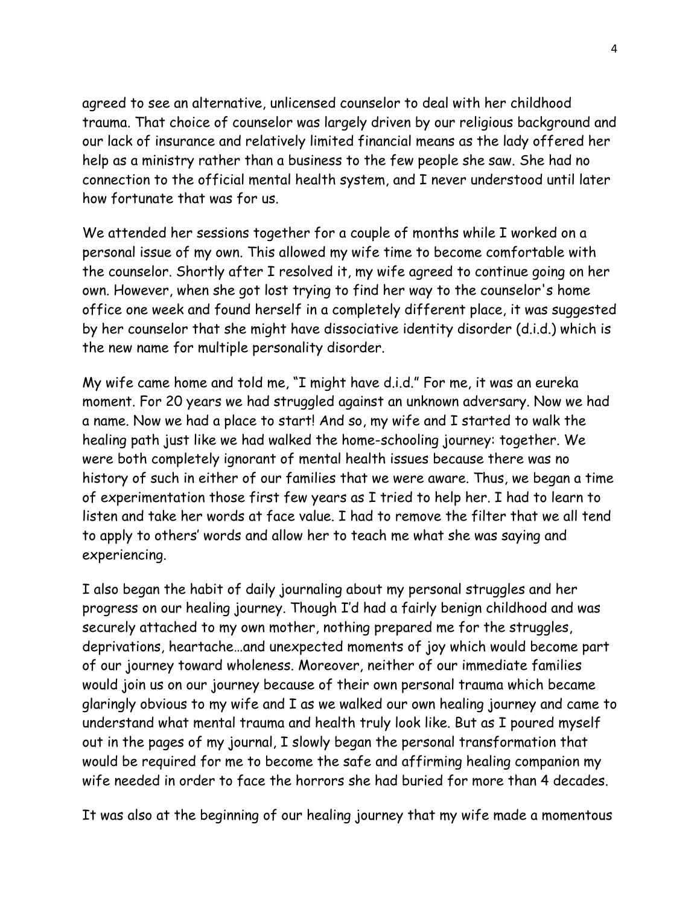agreed to see an alternative, unlicensed counselor to deal with her childhood trauma. That choice of counselor was largely driven by our religious background and our lack of insurance and relatively limited financial means as the lady offered her help as a ministry rather than a business to the few people she saw. She had no connection to the official mental health system, and I never understood until later how fortunate that was for us.

We attended her sessions together for a couple of months while I worked on a personal issue of my own. This allowed my wife time to become comfortable with the counselor. Shortly after I resolved it, my wife agreed to continue going on her own. However, when she got lost trying to find her way to the counselor's home office one week and found herself in a completely different place, it was suggested by her counselor that she might have dissociative identity disorder (d.i.d.) which is the new name for multiple personality disorder.

My wife came home and told me, "I might have d.i.d." For me, it was an eureka moment. For 20 years we had struggled against an unknown adversary. Now we had a name. Now we had a place to start! And so, my wife and I started to walk the healing path just like we had walked the home-schooling journey: together. We were both completely ignorant of mental health issues because there was no history of such in either of our families that we were aware. Thus, we began a time of experimentation those first few years as I tried to help her. I had to learn to listen and take her words at face value. I had to remove the filter that we all tend to apply to others' words and allow her to teach me what she was saying and experiencing.

I also began the habit of daily journaling about my personal struggles and her progress on our healing journey. Though I'd had a fairly benign childhood and was securely attached to my own mother, nothing prepared me for the struggles, deprivations, heartache…and unexpected moments of joy which would become part of our journey toward wholeness. Moreover, neither of our immediate families would join us on our journey because of their own personal trauma which became glaringly obvious to my wife and I as we walked our own healing journey and came to understand what mental trauma and health truly look like. But as I poured myself out in the pages of my journal, I slowly began the personal transformation that would be required for me to become the safe and affirming healing companion my wife needed in order to face the horrors she had buried for more than 4 decades.

It was also at the beginning of our healing journey that my wife made a momentous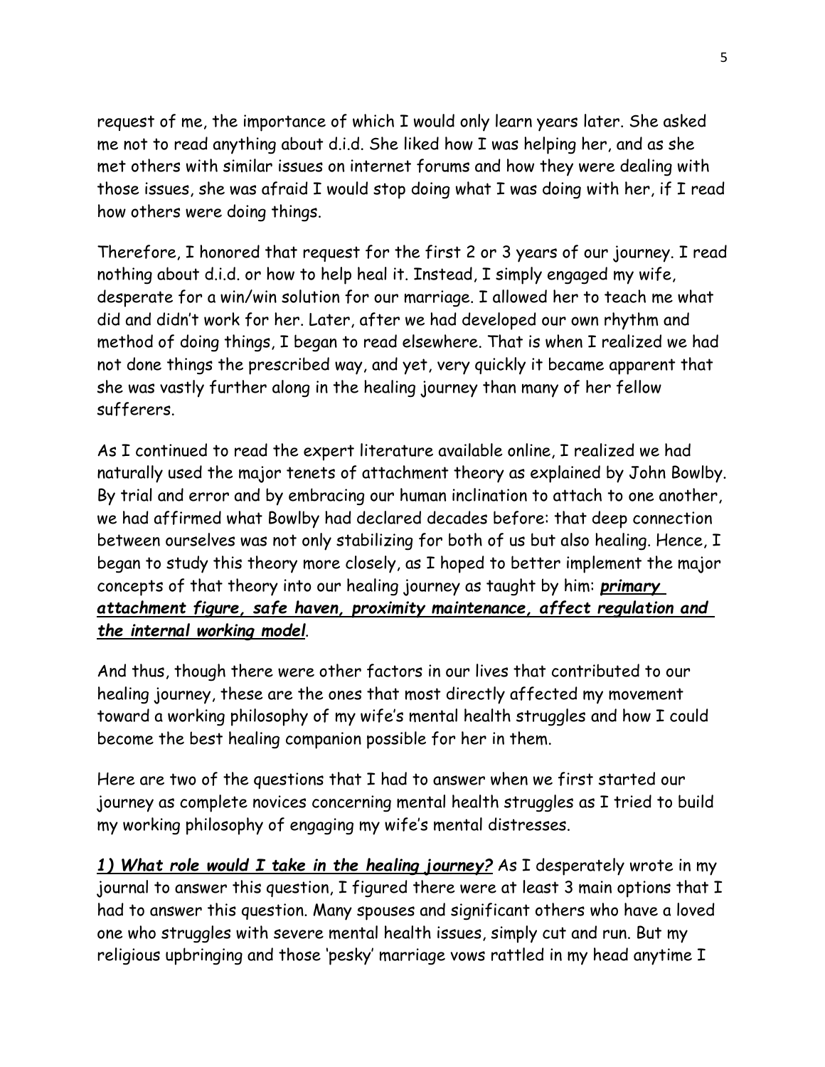request of me, the importance of which I would only learn years later. She asked me not to read anything about d.i.d. She liked how I was helping her, and as she met others with similar issues on internet forums and how they were dealing with those issues, she was afraid I would stop doing what I was doing with her, if I read how others were doing things.

Therefore, I honored that request for the first 2 or 3 years of our journey. I read nothing about d.i.d. or how to help heal it. Instead, I simply engaged my wife, desperate for a win/win solution for our marriage. I allowed her to teach me what did and didn't work for her. Later, after we had developed our own rhythm and method of doing things, I began to read elsewhere. That is when I realized we had not done things the prescribed way, and yet, very quickly it became apparent that she was vastly further along in the healing journey than many of her fellow sufferers.

As I continued to read the expert literature available online, I realized we had naturally used the major tenets of attachment theory as explained by John Bowlby. By trial and error and by embracing our human inclination to attach to one another, we had affirmed what Bowlby had declared decades before: that deep connection between ourselves was not only stabilizing for both of us but also healing. Hence, I began to study this theory more closely, as I hoped to better implement the major concepts of that theory into our healing journey as taught by him: ***<u>primary attachment figure, safe haven, proximity maintenance, affect regulation and the internal working model</u>***.

And thus, though there were other factors in our lives that contributed to our healing journey, these are the ones that most directly affected my movement toward a working philosophy of my wife's mental health struggles and how I could become the best healing companion possible for her in them.

Here are two of the questions that I had to answer when we first started our journey as complete novices concerning mental health struggles as I tried to build my working philosophy of engaging my wife's mental distresses.

***<u>1) What role would I take in the healing journey?</u>*** As I desperately wrote in my journal to answer this question, I figured there were at least 3 main options that I had to answer this question. Many spouses and significant others who have a loved one who struggles with severe mental health issues, simply cut and run. But my religious upbringing and those 'pesky' marriage vows rattled in my head anytime I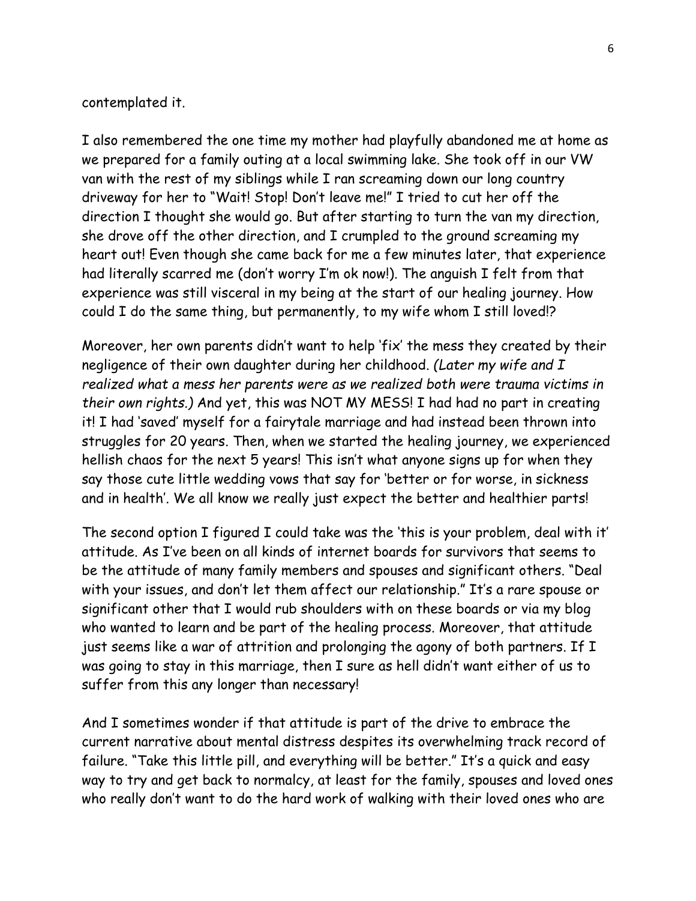contemplated it.

I also remembered the one time my mother had playfully abandoned me at home as we prepared for a family outing at a local swimming lake. She took off in our VW van with the rest of my siblings while I ran screaming down our long country driveway for her to "Wait! Stop! Don't leave me!" I tried to cut her off the direction I thought she would go. But after starting to turn the van my direction, she drove off the other direction, and I crumpled to the ground screaming my heart out! Even though she came back for me a few minutes later, that experience had literally scarred me (don't worry I'm ok now!). The anguish I felt from that experience was still visceral in my being at the start of our healing journey. How could I do the same thing, but permanently, to my wife whom I still loved!?

Moreover, her own parents didn't want to help 'fix' the mess they created by their negligence of their own daughter during her childhood. *(Later my wife and I realized what a mess her parents were as we realized both were trauma victims in their own rights.)* And yet, this was NOT MY MESS! I had had no part in creating it! I had 'saved' myself for a fairytale marriage and had instead been thrown into struggles for 20 years. Then, when we started the healing journey, we experienced hellish chaos for the next 5 years! This isn't what anyone signs up for when they say those cute little wedding vows that say for 'better or for worse, in sickness and in health'. We all know we really just expect the better and healthier parts!

The second option I figured I could take was the 'this is your problem, deal with it' attitude. As I've been on all kinds of internet boards for survivors that seems to be the attitude of many family members and spouses and significant others. "Deal with your issues, and don't let them affect our relationship." It's a rare spouse or significant other that I would rub shoulders with on these boards or via my blog who wanted to learn and be part of the healing process. Moreover, that attitude just seems like a war of attrition and prolonging the agony of both partners. If I was going to stay in this marriage, then I sure as hell didn't want either of us to suffer from this any longer than necessary!

And I sometimes wonder if that attitude is part of the drive to embrace the current narrative about mental distress despites its overwhelming track record of failure. "Take this little pill, and everything will be better." It's a quick and easy way to try and get back to normalcy, at least for the family, spouses and loved ones who really don't want to do the hard work of walking with their loved ones who are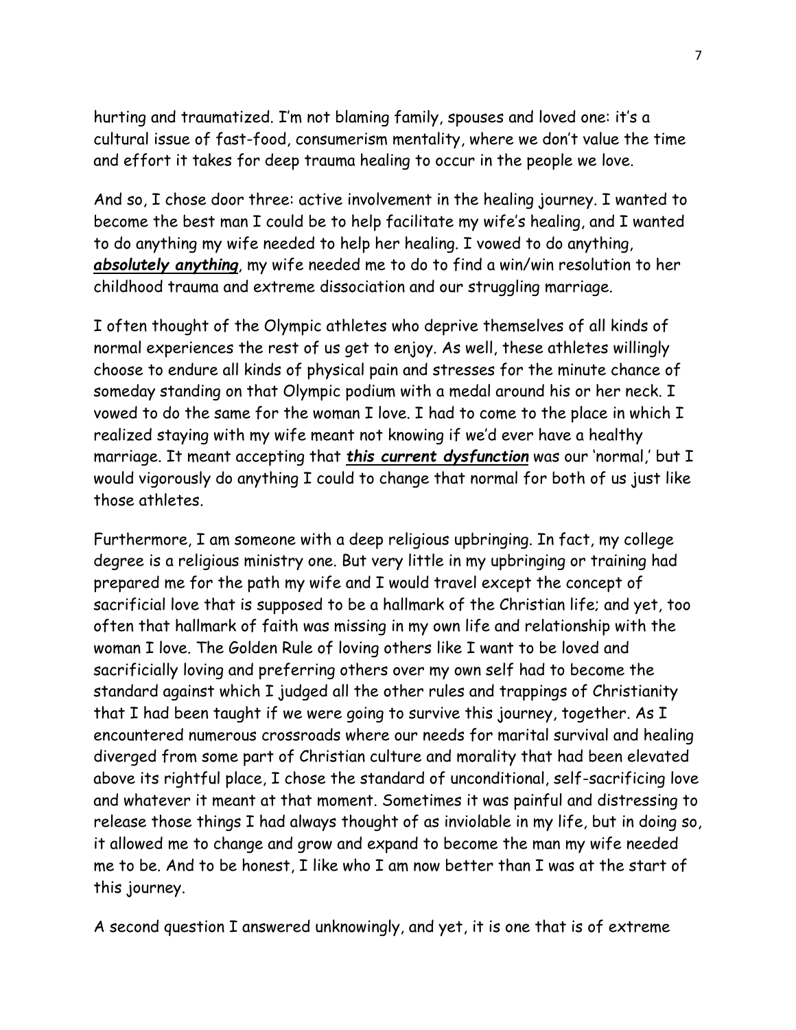hurting and traumatized. I'm not blaming family, spouses and loved one: it's a cultural issue of fast-food, consumerism mentality, where we don't value the time and effort it takes for deep trauma healing to occur in the people we love.

And so, I chose door three: active involvement in the healing journey. I wanted to become the best man I could be to help facilitate my wife's healing, and I wanted to do anything my wife needed to help her healing. I vowed to do anything, ***absolutely anything***, my wife needed me to do to find a win/win resolution to her childhood trauma and extreme dissociation and our struggling marriage.

I often thought of the Olympic athletes who deprive themselves of all kinds of normal experiences the rest of us get to enjoy. As well, these athletes willingly choose to endure all kinds of physical pain and stresses for the minute chance of someday standing on that Olympic podium with a medal around his or her neck. I vowed to do the same for the woman I love. I had to come to the place in which I realized staying with my wife meant not knowing if we'd ever have a healthy marriage. It meant accepting that ***this current dysfunction*** was our 'normal,' but I would vigorously do anything I could to change that normal for both of us just like those athletes.

Furthermore, I am someone with a deep religious upbringing. In fact, my college degree is a religious ministry one. But very little in my upbringing or training had prepared me for the path my wife and I would travel except the concept of sacrificial love that is supposed to be a hallmark of the Christian life; and yet, too often that hallmark of faith was missing in my own life and relationship with the woman I love. The Golden Rule of loving others like I want to be loved and sacrificially loving and preferring others over my own self had to become the standard against which I judged all the other rules and trappings of Christianity that I had been taught if we were going to survive this journey, together. As I encountered numerous crossroads where our needs for marital survival and healing diverged from some part of Christian culture and morality that had been elevated above its rightful place, I chose the standard of unconditional, self-sacrificing love and whatever it meant at that moment. Sometimes it was painful and distressing to release those things I had always thought of as inviolable in my life, but in doing so, it allowed me to change and grow and expand to become the man my wife needed me to be. And to be honest, I like who I am now better than I was at the start of this journey.

A second question I answered unknowingly, and yet, it is one that is of extreme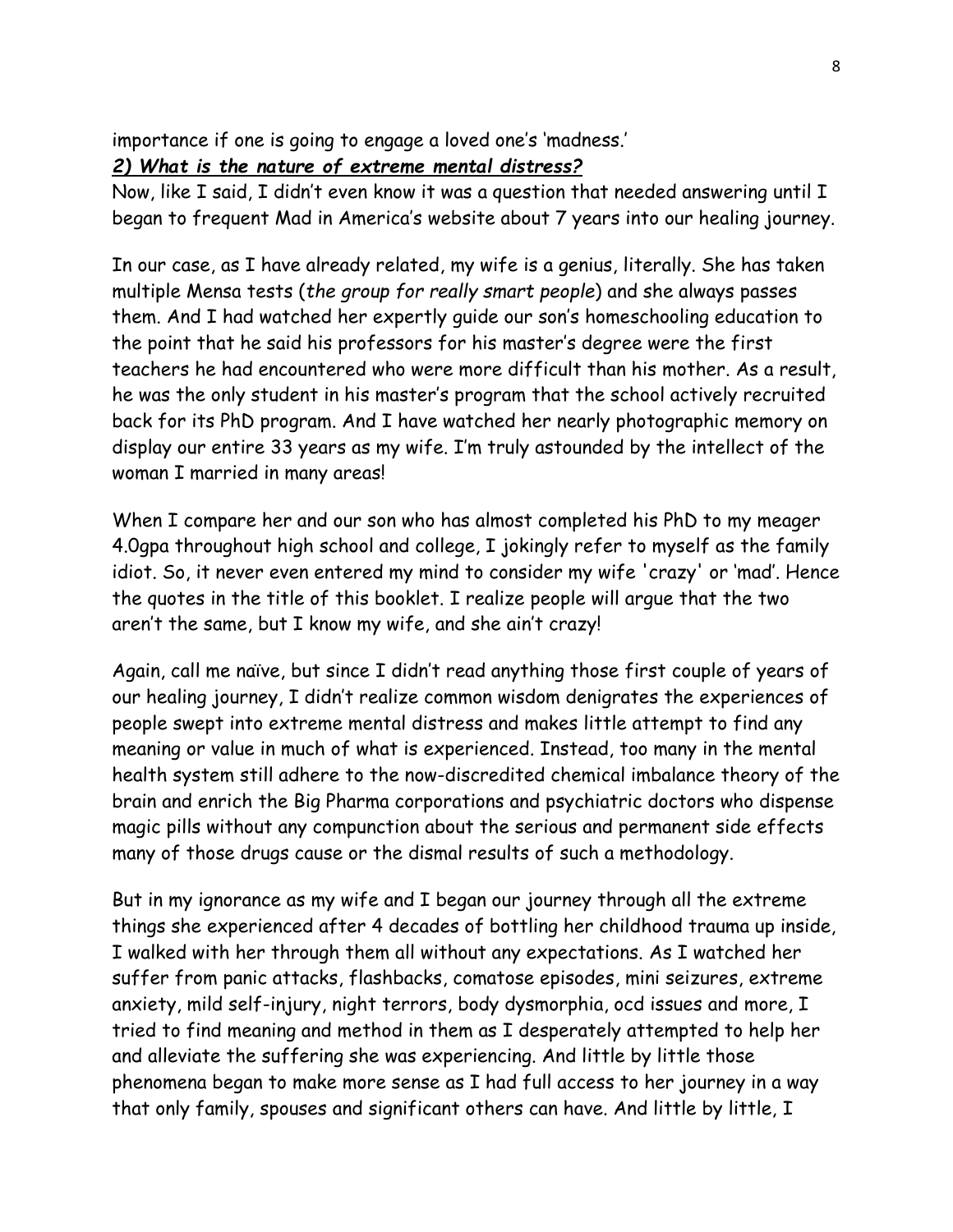importance if one is going to engage a loved one's 'madness.'

***2) What is the nature of extreme mental distress?***

Now, like I said, I didn't even know it was a question that needed answering until I began to frequent Mad in America's website about 7 years into our healing journey.

In our case, as I have already related, my wife is a genius, literally. She has taken multiple Mensa tests (*the group for really smart people*) and she always passes them. And I had watched her expertly guide our son's homeschooling education to the point that he said his professors for his master's degree were the first teachers he had encountered who were more difficult than his mother. As a result, he was the only student in his master's program that the school actively recruited back for its PhD program. And I have watched her nearly photographic memory on display our entire 33 years as my wife. I'm truly astounded by the intellect of the woman I married in many areas!

When I compare her and our son who has almost completed his PhD to my meager 4.0gpa throughout high school and college, I jokingly refer to myself as the family idiot. So, it never even entered my mind to consider my wife 'crazy' or 'mad'. Hence the quotes in the title of this booklet. I realize people will argue that the two aren't the same, but I know my wife, and she ain't crazy!

Again, call me naïve, but since I didn't read anything those first couple of years of our healing journey, I didn't realize common wisdom denigrates the experiences of people swept into extreme mental distress and makes little attempt to find any meaning or value in much of what is experienced. Instead, too many in the mental health system still adhere to the now-discredited chemical imbalance theory of the brain and enrich the Big Pharma corporations and psychiatric doctors who dispense magic pills without any compunction about the serious and permanent side effects many of those drugs cause or the dismal results of such a methodology.

But in my ignorance as my wife and I began our journey through all the extreme things she experienced after 4 decades of bottling her childhood trauma up inside, I walked with her through them all without any expectations. As I watched her suffer from panic attacks, flashbacks, comatose episodes, mini seizures, extreme anxiety, mild self-injury, night terrors, body dysmorphia, ocd issues and more, I tried to find meaning and method in them as I desperately attempted to help her and alleviate the suffering she was experiencing. And little by little those phenomena began to make more sense as I had full access to her journey in a way that only family, spouses and significant others can have. And little by little, I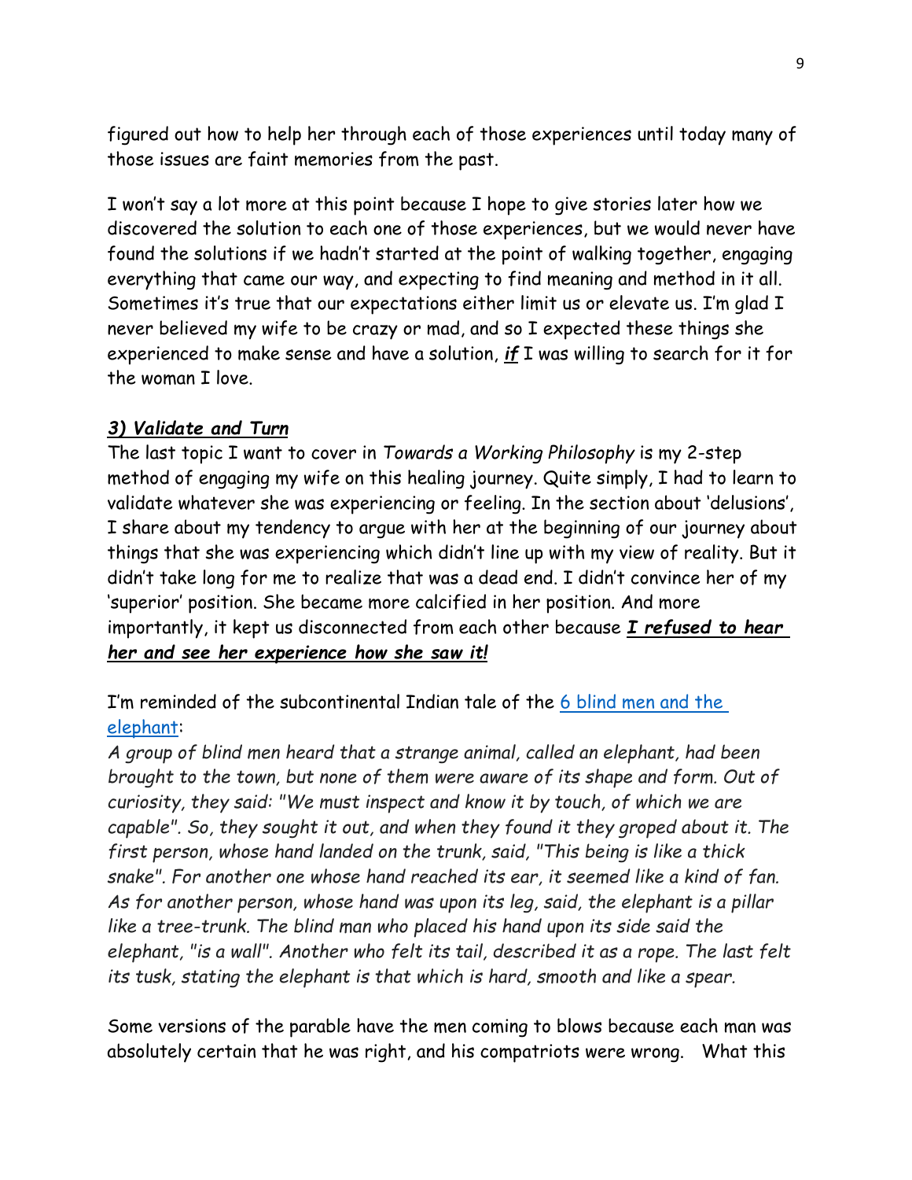figured out how to help her through each of those experiences until today many of those issues are faint memories from the past.

I won't say a lot more at this point because I hope to give stories later how we discovered the solution to each one of those experiences, but we would never have found the solutions if we hadn't started at the point of walking together, engaging everything that came our way, and expecting to find meaning and method in it all. Sometimes it's true that our expectations either limit us or elevate us. I'm glad I never believed my wife to be crazy or mad, and so I expected these things she experienced to make sense and have a solution, ***if*** I was willing to search for it for the woman I love.

### *3) Validate and Turn*

The last topic I want to cover in *Towards a Working Philosophy* is my 2-step method of engaging my wife on this healing journey. Quite simply, I had to learn to validate whatever she was experiencing or feeling. In the section about 'delusions', I share about my tendency to argue with her at the beginning of our journey about things that she was experiencing which didn't line up with my view of reality. But it didn't take long for me to realize that was a dead end. I didn't convince her of my 'superior' position. She became more calcified in her position. And more importantly, it kept us disconnected from each other because ***I refused to hear her and see her experience how she saw it!***

I'm reminded of the subcontinental Indian tale of the [6 blind men and the elephant](#):

*A group of blind men heard that a strange animal, called an elephant, had been brought to the town, but none of them were aware of its shape and form. Out of curiosity, they said: "We must inspect and know it by touch, of which we are capable". So, they sought it out, and when they found it they groped about it. The first person, whose hand landed on the trunk, said, "This being is like a thick snake". For another one whose hand reached its ear, it seemed like a kind of fan. As for another person, whose hand was upon its leg, said, the elephant is a pillar like a tree-trunk. The blind man who placed his hand upon its side said the elephant, "is a wall". Another who felt its tail, described it as a rope. The last felt its tusk, stating the elephant is that which is hard, smooth and like a spear.*

Some versions of the parable have the men coming to blows because each man was absolutely certain that he was right, and his compatriots were wrong. What this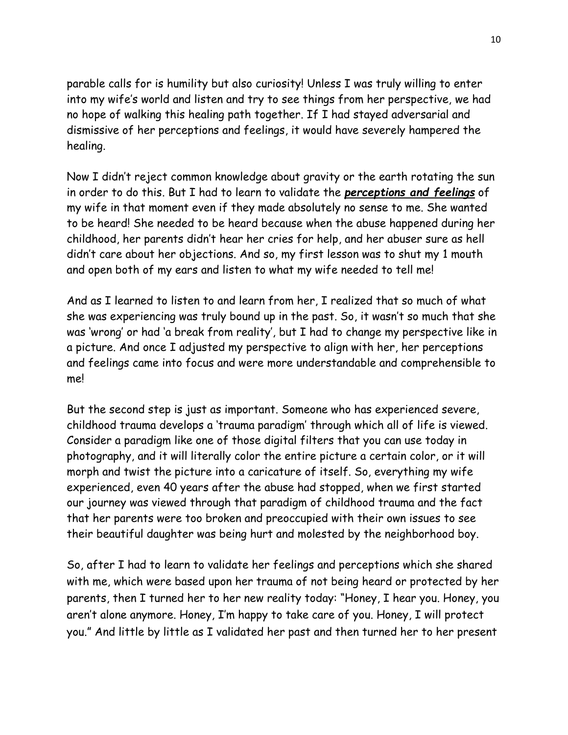parable calls for is humility but also curiosity! Unless I was truly willing to enter into my wife's world and listen and try to see things from her perspective, we had no hope of walking this healing path together. If I had stayed adversarial and dismissive of her perceptions and feelings, it would have severely hampered the healing.

Now I didn't reject common knowledge about gravity or the earth rotating the sun in order to do this. But I had to learn to validate the ***perceptions and feelings*** of my wife in that moment even if they made absolutely no sense to me. She wanted to be heard! She needed to be heard because when the abuse happened during her childhood, her parents didn't hear her cries for help, and her abuser sure as hell didn't care about her objections. And so, my first lesson was to shut my 1 mouth and open both of my ears and listen to what my wife needed to tell me!

And as I learned to listen to and learn from her, I realized that so much of what she was experiencing was truly bound up in the past. So, it wasn't so much that she was 'wrong' or had 'a break from reality', but I had to change my perspective like in a picture. And once I adjusted my perspective to align with her, her perceptions and feelings came into focus and were more understandable and comprehensible to me!

But the second step is just as important. Someone who has experienced severe, childhood trauma develops a 'trauma paradigm' through which all of life is viewed. Consider a paradigm like one of those digital filters that you can use today in photography, and it will literally color the entire picture a certain color, or it will morph and twist the picture into a caricature of itself. So, everything my wife experienced, even 40 years after the abuse had stopped, when we first started our journey was viewed through that paradigm of childhood trauma and the fact that her parents were too broken and preoccupied with their own issues to see their beautiful daughter was being hurt and molested by the neighborhood boy.

So, after I had to learn to validate her feelings and perceptions which she shared with me, which were based upon her trauma of not being heard or protected by her parents, then I turned her to her new reality today: "Honey, I hear you. Honey, you aren't alone anymore. Honey, I'm happy to take care of you. Honey, I will protect you." And little by little as I validated her past and then turned her to her present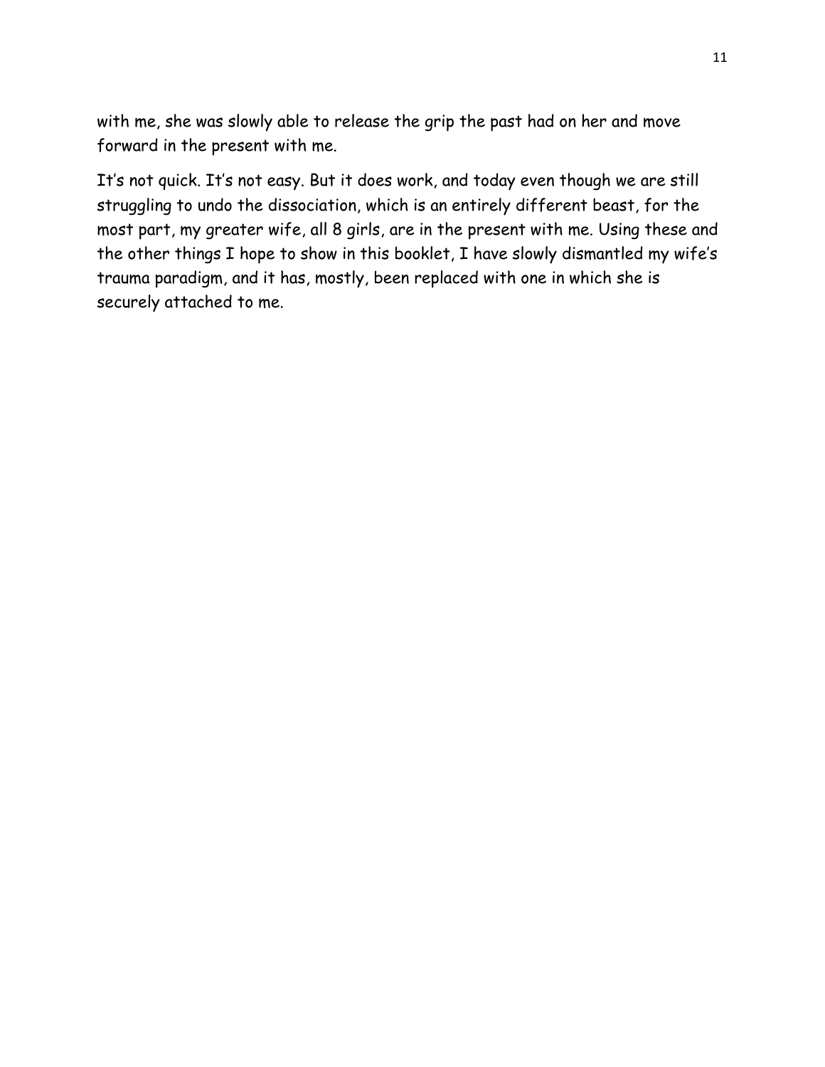with me, she was slowly able to release the grip the past had on her and move forward in the present with me.

It's not quick. It's not easy. But it does work, and today even though we are still struggling to undo the dissociation, which is an entirely different beast, for the most part, my greater wife, all 8 girls, are in the present with me. Using these and the other things I hope to show in this booklet, I have slowly dismantled my wife's trauma paradigm, and it has, mostly, been replaced with one in which she is securely attached to me.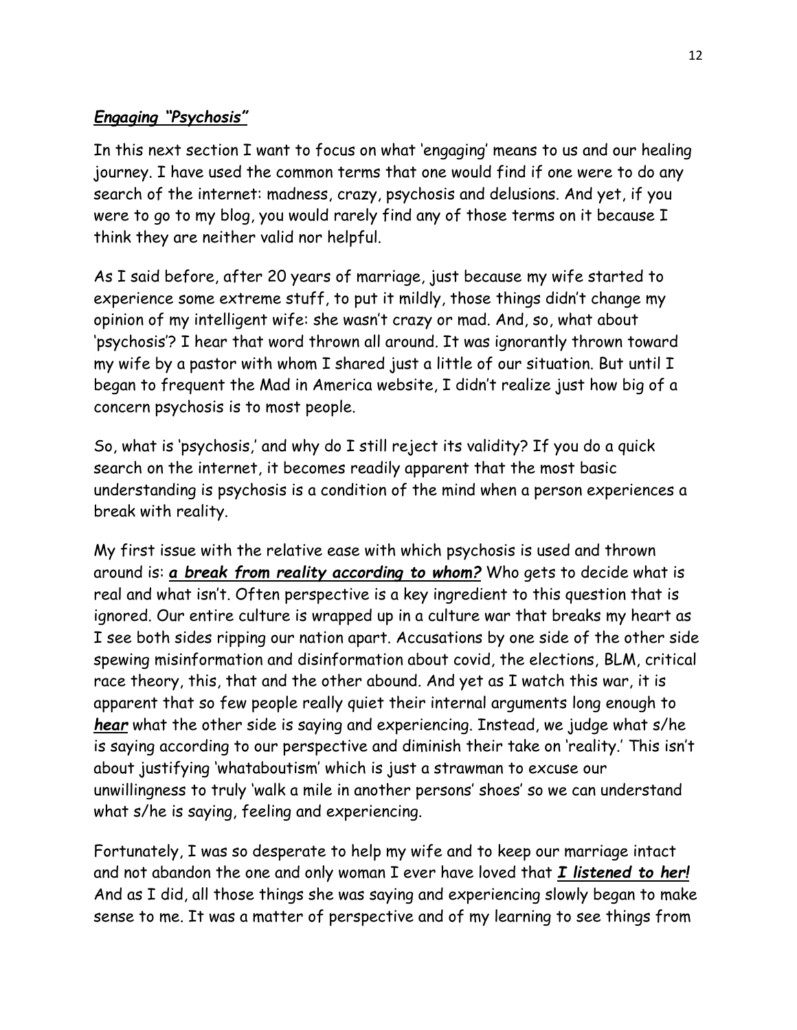***Engaging "Psychosis"***

In this next section I want to focus on what 'engaging' means to us and our healing journey. I have used the common terms that one would find if one were to do any search of the internet: madness, crazy, psychosis and delusions. And yet, if you were to go to my blog, you would rarely find any of those terms on it because I think they are neither valid nor helpful.

As I said before, after 20 years of marriage, just because my wife started to experience some extreme stuff, to put it mildly, those things didn't change my opinion of my intelligent wife: she wasn't crazy or mad. And, so, what about 'psychosis'? I hear that word thrown all around. It was ignorantly thrown toward my wife by a pastor with whom I shared just a little of our situation. But until I began to frequent the Mad in America website, I didn't realize just how big of a concern psychosis is to most people.

So, what is 'psychosis,' and why do I still reject its validity? If you do a quick search on the internet, it becomes readily apparent that the most basic understanding is psychosis is a condition of the mind when a person experiences a break with reality.

My first issue with the relative ease with which psychosis is used and thrown around is: ***a break from reality according to whom?*** Who gets to decide what is real and what isn't. Often perspective is a key ingredient to this question that is ignored. Our entire culture is wrapped up in a culture war that breaks my heart as I see both sides ripping our nation apart. Accusations by one side of the other side spewing misinformation and disinformation about covid, the elections, BLM, critical race theory, this, that and the other abound. And yet as I watch this war, it is apparent that so few people really quiet their internal arguments long enough to ***hear*** what the other side is saying and experiencing. Instead, we judge what s/he is saying according to our perspective and diminish their take on 'reality.' This isn't about justifying 'whataboutism' which is just a strawman to excuse our unwillingness to truly 'walk a mile in another persons' shoes' so we can understand what s/he is saying, feeling and experiencing.

Fortunately, I was so desperate to help my wife and to keep our marriage intact and not abandon the one and only woman I ever have loved that ***I listened to her!*** And as I did, all those things she was saying and experiencing slowly began to make sense to me. It was a matter of perspective and of my learning to see things from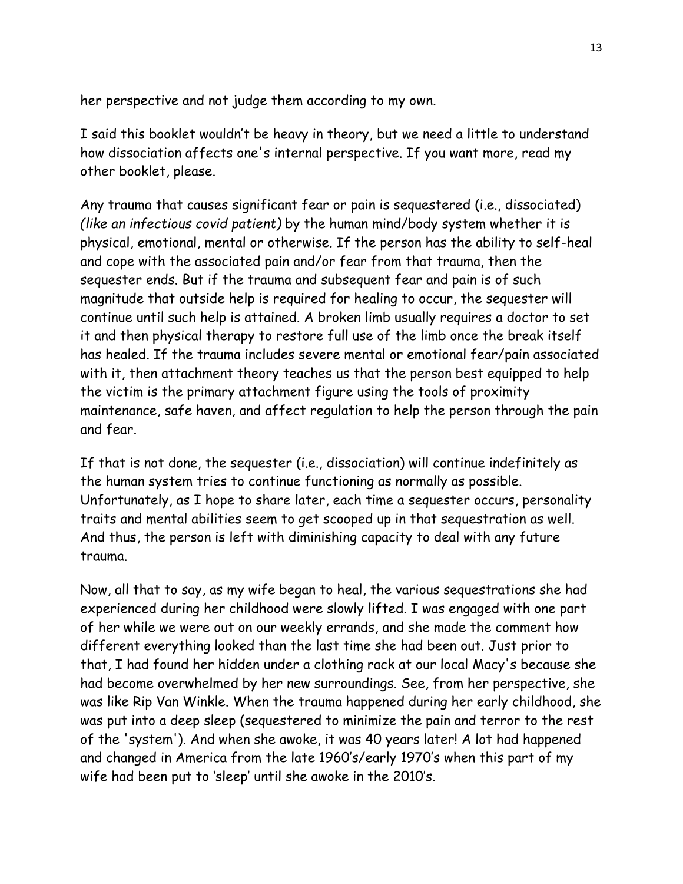her perspective and not judge them according to my own.

I said this booklet wouldn't be heavy in theory, but we need a little to understand how dissociation affects one's internal perspective. If you want more, read my other booklet, please.

Any trauma that causes significant fear or pain is sequestered (i.e., dissociated) *(like an infectious covid patient)* by the human mind/body system whether it is physical, emotional, mental or otherwise. If the person has the ability to self-heal and cope with the associated pain and/or fear from that trauma, then the sequester ends. But if the trauma and subsequent fear and pain is of such magnitude that outside help is required for healing to occur, the sequester will continue until such help is attained. A broken limb usually requires a doctor to set it and then physical therapy to restore full use of the limb once the break itself has healed. If the trauma includes severe mental or emotional fear/pain associated with it, then attachment theory teaches us that the person best equipped to help the victim is the primary attachment figure using the tools of proximity maintenance, safe haven, and affect regulation to help the person through the pain and fear.

If that is not done, the sequester (i.e., dissociation) will continue indefinitely as the human system tries to continue functioning as normally as possible. Unfortunately, as I hope to share later, each time a sequester occurs, personality traits and mental abilities seem to get scooped up in that sequestration as well. And thus, the person is left with diminishing capacity to deal with any future trauma.

Now, all that to say, as my wife began to heal, the various sequestrations she had experienced during her childhood were slowly lifted. I was engaged with one part of her while we were out on our weekly errands, and she made the comment how different everything looked than the last time she had been out. Just prior to that, I had found her hidden under a clothing rack at our local Macy's because she had become overwhelmed by her new surroundings. See, from her perspective, she was like Rip Van Winkle. When the trauma happened during her early childhood, she was put into a deep sleep (sequestered to minimize the pain and terror to the rest of the 'system'). And when she awoke, it was 40 years later! A lot had happened and changed in America from the late 1960's/early 1970's when this part of my wife had been put to 'sleep' until she awoke in the 2010's.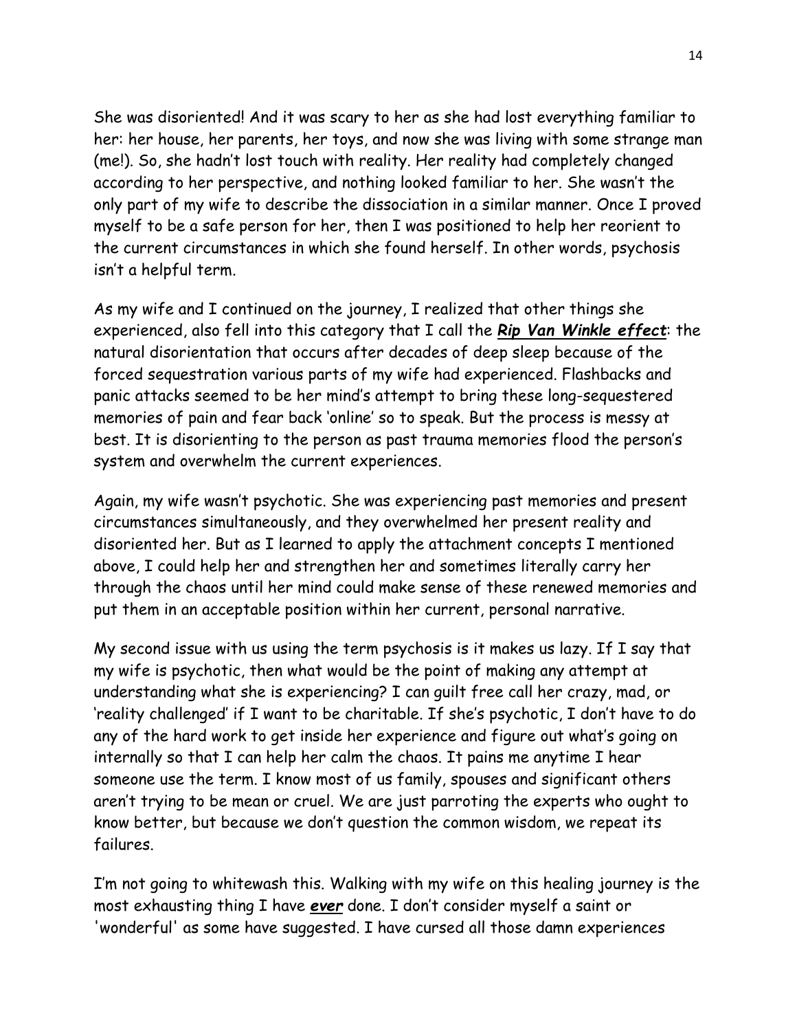She was disoriented! And it was scary to her as she had lost everything familiar to her: her house, her parents, her toys, and now she was living with some strange man (me!). So, she hadn't lost touch with reality. Her reality had completely changed according to her perspective, and nothing looked familiar to her. She wasn't the only part of my wife to describe the dissociation in a similar manner. Once I proved myself to be a safe person for her, then I was positioned to help her reorient to the current circumstances in which she found herself. In other words, psychosis isn't a helpful term.

As my wife and I continued on the journey, I realized that other things she experienced, also fell into this category that I call the ***Rip Van Winkle effect***: the natural disorientation that occurs after decades of deep sleep because of the forced sequestration various parts of my wife had experienced. Flashbacks and panic attacks seemed to be her mind's attempt to bring these long-sequestered memories of pain and fear back 'online' so to speak. But the process is messy at best. It is disorienting to the person as past trauma memories flood the person's system and overwhelm the current experiences.

Again, my wife wasn't psychotic. She was experiencing past memories and present circumstances simultaneously, and they overwhelmed her present reality and disoriented her. But as I learned to apply the attachment concepts I mentioned above, I could help her and strengthen her and sometimes literally carry her through the chaos until her mind could make sense of these renewed memories and put them in an acceptable position within her current, personal narrative.

My second issue with us using the term psychosis is it makes us lazy. If I say that my wife is psychotic, then what would be the point of making any attempt at understanding what she is experiencing? I can guilt free call her crazy, mad, or 'reality challenged' if I want to be charitable. If she's psychotic, I don't have to do any of the hard work to get inside her experience and figure out what's going on internally so that I can help her calm the chaos. It pains me anytime I hear someone use the term. I know most of us family, spouses and significant others aren't trying to be mean or cruel. We are just parroting the experts who ought to know better, but because we don't question the common wisdom, we repeat its failures.

I'm not going to whitewash this. Walking with my wife on this healing journey is the most exhausting thing I have ***ever*** done. I don't consider myself a saint or 'wonderful' as some have suggested. I have cursed all those damn experiences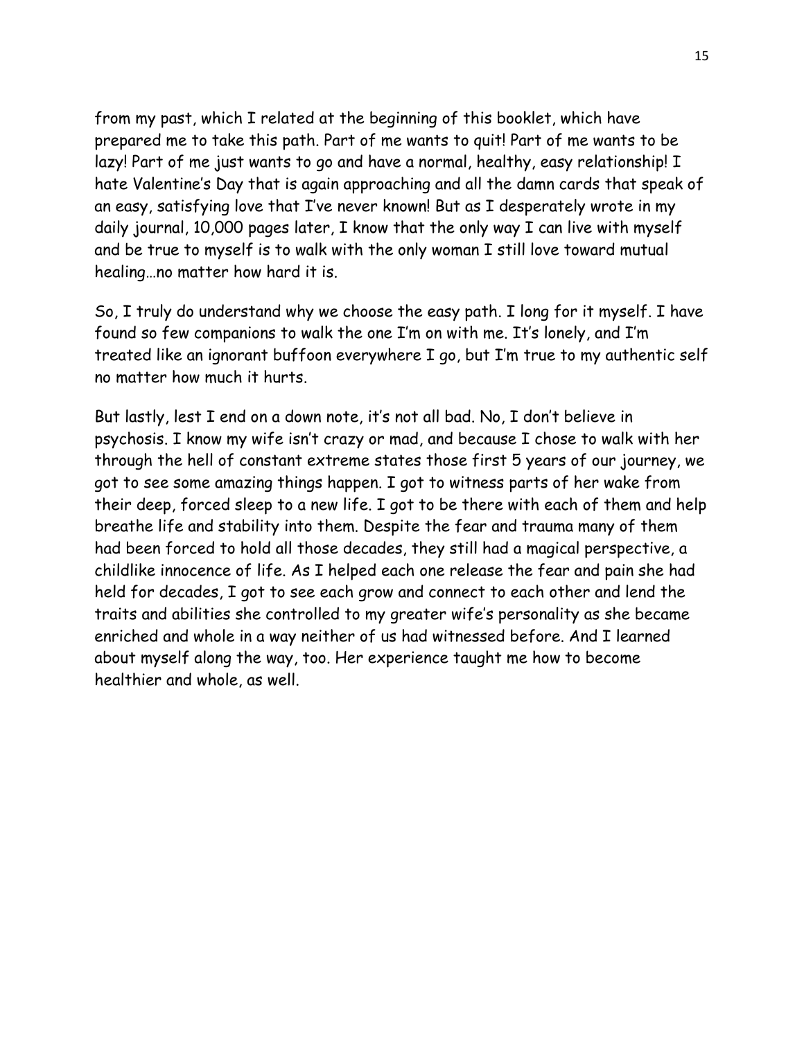from my past, which I related at the beginning of this booklet, which have prepared me to take this path. Part of me wants to quit! Part of me wants to be lazy! Part of me just wants to go and have a normal, healthy, easy relationship! I hate Valentine's Day that is again approaching and all the damn cards that speak of an easy, satisfying love that I've never known! But as I desperately wrote in my daily journal, 10,000 pages later, I know that the only way I can live with myself and be true to myself is to walk with the only woman I still love toward mutual healing…no matter how hard it is.

So, I truly do understand why we choose the easy path. I long for it myself. I have found so few companions to walk the one I'm on with me. It's lonely, and I'm treated like an ignorant buffoon everywhere I go, but I'm true to my authentic self no matter how much it hurts.

But lastly, lest I end on a down note, it's not all bad. No, I don't believe in psychosis. I know my wife isn't crazy or mad, and because I chose to walk with her through the hell of constant extreme states those first 5 years of our journey, we got to see some amazing things happen. I got to witness parts of her wake from their deep, forced sleep to a new life. I got to be there with each of them and help breathe life and stability into them. Despite the fear and trauma many of them had been forced to hold all those decades, they still had a magical perspective, a childlike innocence of life. As I helped each one release the fear and pain she had held for decades, I got to see each grow and connect to each other and lend the traits and abilities she controlled to my greater wife's personality as she became enriched and whole in a way neither of us had witnessed before. And I learned about myself along the way, too. Her experience taught me how to become healthier and whole, as well.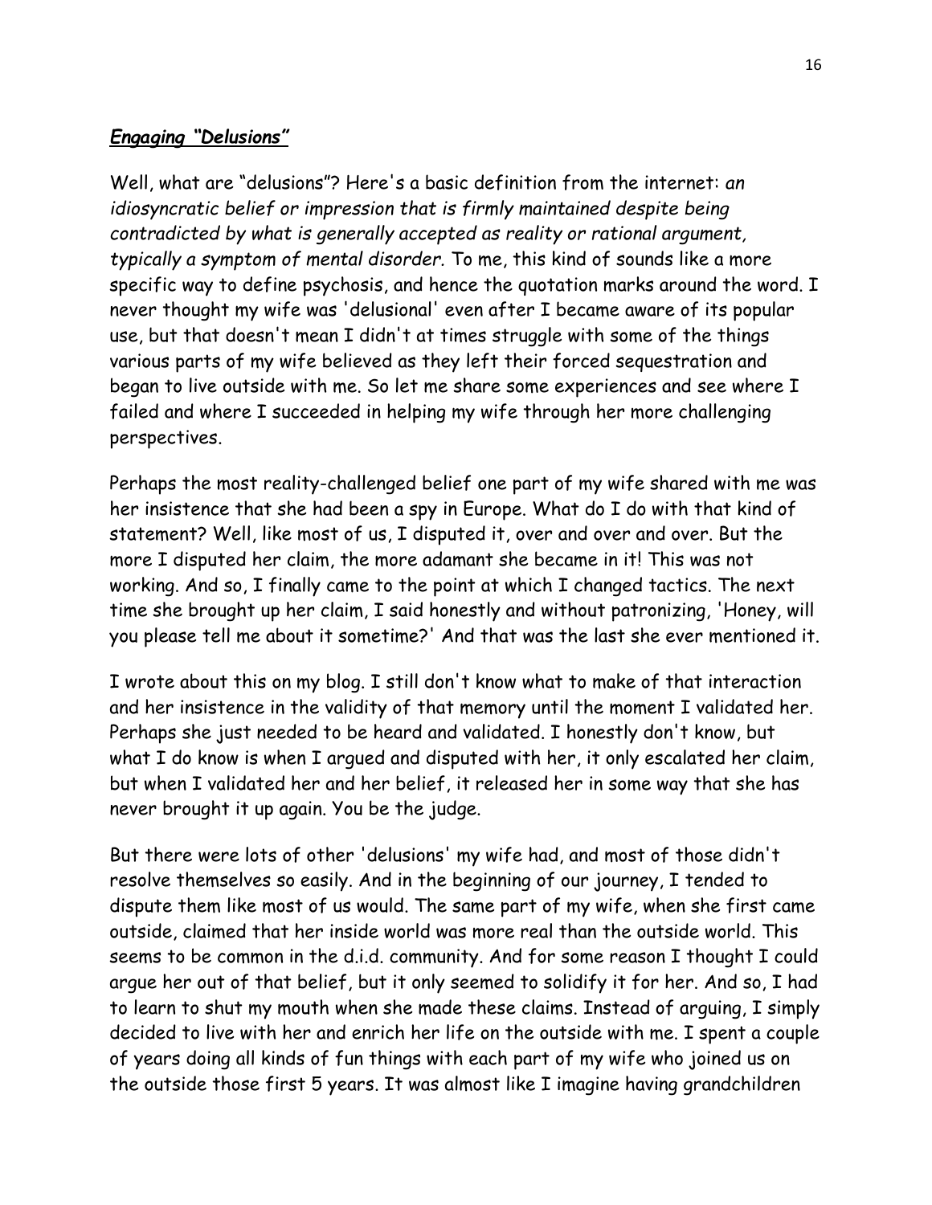## ***Engaging "Delusions"***

Well, what are "delusions"? Here's a basic definition from the internet: *an idiosyncratic belief or impression that is firmly maintained despite being contradicted by what is generally accepted as reality or rational argument, typically a symptom of mental disorder.* To me, this kind of sounds like a more specific way to define psychosis, and hence the quotation marks around the word. I never thought my wife was 'delusional' even after I became aware of its popular use, but that doesn't mean I didn't at times struggle with some of the things various parts of my wife believed as they left their forced sequestration and began to live outside with me. So let me share some experiences and see where I failed and where I succeeded in helping my wife through her more challenging perspectives.

Perhaps the most reality-challenged belief one part of my wife shared with me was her insistence that she had been a spy in Europe. What do I do with that kind of statement? Well, like most of us, I disputed it, over and over and over. But the more I disputed her claim, the more adamant she became in it! This was not working. And so, I finally came to the point at which I changed tactics. The next time she brought up her claim, I said honestly and without patronizing, 'Honey, will you please tell me about it sometime?' And that was the last she ever mentioned it.

I wrote about this on my blog. I still don't know what to make of that interaction and her insistence in the validity of that memory until the moment I validated her. Perhaps she just needed to be heard and validated. I honestly don't know, but what I do know is when I argued and disputed with her, it only escalated her claim, but when I validated her and her belief, it released her in some way that she has never brought it up again. You be the judge.

But there were lots of other 'delusions' my wife had, and most of those didn't resolve themselves so easily. And in the beginning of our journey, I tended to dispute them like most of us would. The same part of my wife, when she first came outside, claimed that her inside world was more real than the outside world. This seems to be common in the d.i.d. community. And for some reason I thought I could argue her out of that belief, but it only seemed to solidify it for her. And so, I had to learn to shut my mouth when she made these claims. Instead of arguing, I simply decided to live with her and enrich her life on the outside with me. I spent a couple of years doing all kinds of fun things with each part of my wife who joined us on the outside those first 5 years. It was almost like I imagine having grandchildren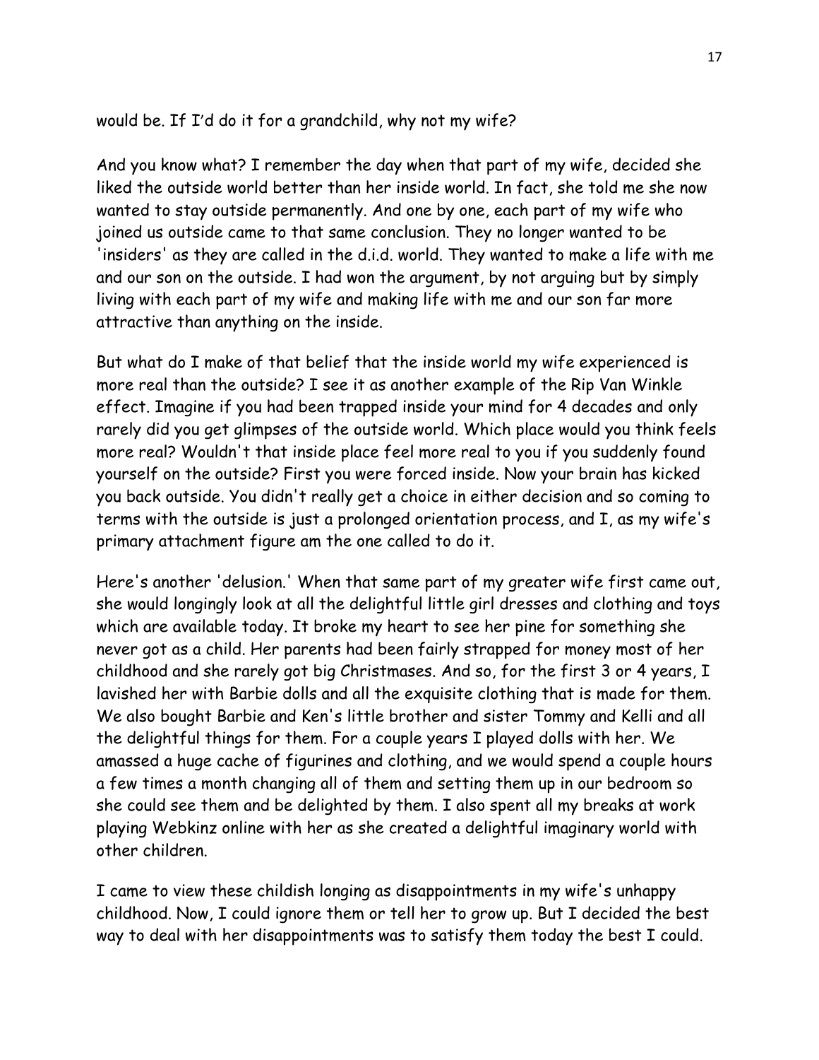would be. If I'd do it for a grandchild, why not my wife?

And you know what? I remember the day when that part of my wife, decided she liked the outside world better than her inside world. In fact, she told me she now wanted to stay outside permanently. And one by one, each part of my wife who joined us outside came to that same conclusion. They no longer wanted to be 'insiders' as they are called in the d.i.d. world. They wanted to make a life with me and our son on the outside. I had won the argument, by not arguing but by simply living with each part of my wife and making life with me and our son far more attractive than anything on the inside.

But what do I make of that belief that the inside world my wife experienced is more real than the outside? I see it as another example of the Rip Van Winkle effect. Imagine if you had been trapped inside your mind for 4 decades and only rarely did you get glimpses of the outside world. Which place would you think feels more real? Wouldn't that inside place feel more real to you if you suddenly found yourself on the outside? First you were forced inside. Now your brain has kicked you back outside. You didn't really get a choice in either decision and so coming to terms with the outside is just a prolonged orientation process, and I, as my wife's primary attachment figure am the one called to do it.

Here's another 'delusion.' When that same part of my greater wife first came out, she would longingly look at all the delightful little girl dresses and clothing and toys which are available today. It broke my heart to see her pine for something she never got as a child. Her parents had been fairly strapped for money most of her childhood and she rarely got big Christmases. And so, for the first 3 or 4 years, I lavished her with Barbie dolls and all the exquisite clothing that is made for them. We also bought Barbie and Ken's little brother and sister Tommy and Kelli and all the delightful things for them. For a couple years I played dolls with her. We amassed a huge cache of figurines and clothing, and we would spend a couple hours a few times a month changing all of them and setting them up in our bedroom so she could see them and be delighted by them. I also spent all my breaks at work playing Webkinz online with her as she created a delightful imaginary world with other children.

I came to view these childish longing as disappointments in my wife's unhappy childhood. Now, I could ignore them or tell her to grow up. But I decided the best way to deal with her disappointments was to satisfy them today the best I could.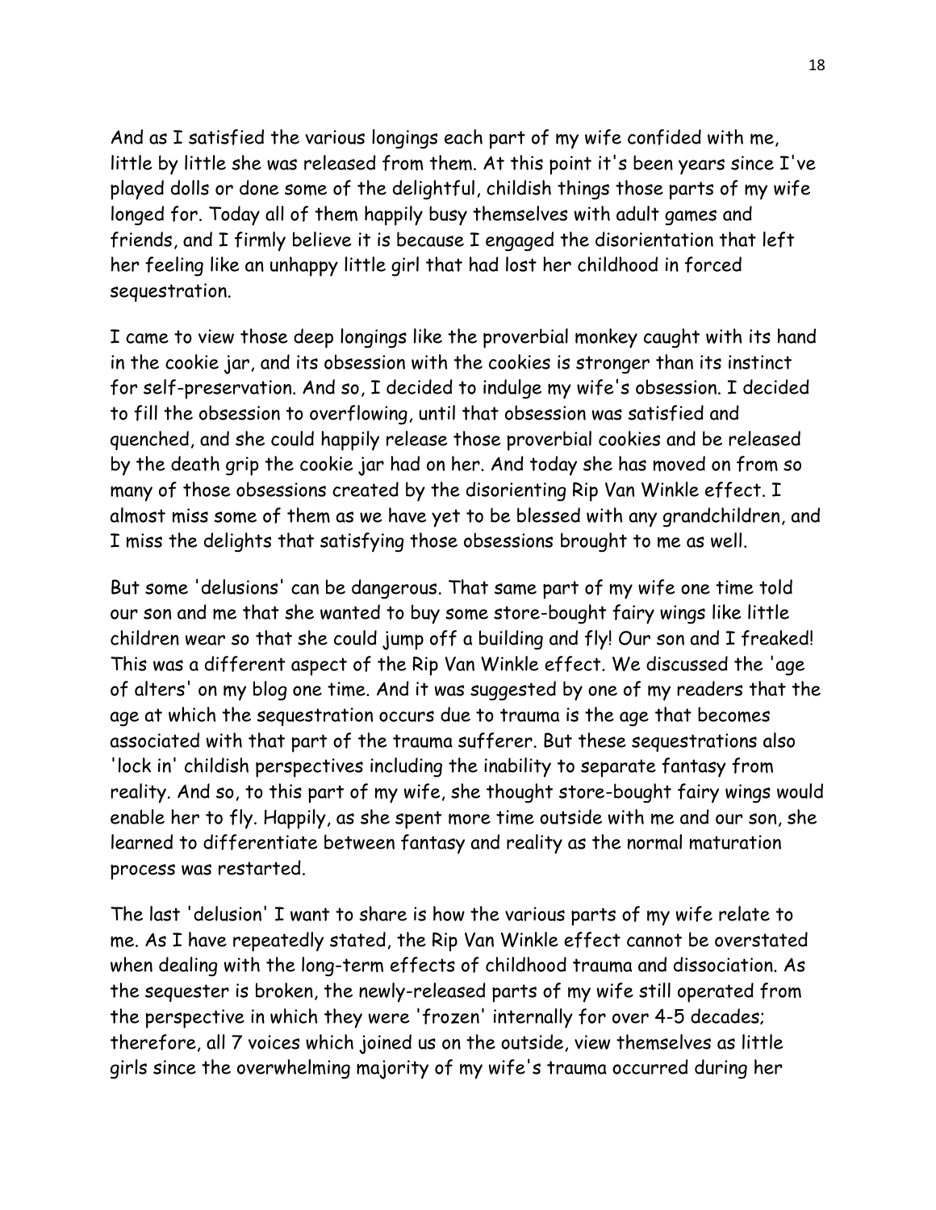And as I satisfied the various longings each part of my wife confided with me, little by little she was released from them. At this point it's been years since I've played dolls or done some of the delightful, childish things those parts of my wife longed for. Today all of them happily busy themselves with adult games and friends, and I firmly believe it is because I engaged the disorientation that left her feeling like an unhappy little girl that had lost her childhood in forced sequestration.

I came to view those deep longings like the proverbial monkey caught with its hand in the cookie jar, and its obsession with the cookies is stronger than its instinct for self-preservation. And so, I decided to indulge my wife's obsession. I decided to fill the obsession to overflowing, until that obsession was satisfied and quenched, and she could happily release those proverbial cookies and be released by the death grip the cookie jar had on her. And today she has moved on from so many of those obsessions created by the disorienting Rip Van Winkle effect. I almost miss some of them as we have yet to be blessed with any grandchildren, and I miss the delights that satisfying those obsessions brought to me as well.

But some 'delusions' can be dangerous. That same part of my wife one time told our son and me that she wanted to buy some store-bought fairy wings like little children wear so that she could jump off a building and fly! Our son and I freaked! This was a different aspect of the Rip Van Winkle effect. We discussed the 'age of alters' on my blog one time. And it was suggested by one of my readers that the age at which the sequestration occurs due to trauma is the age that becomes associated with that part of the trauma sufferer. But these sequestrations also 'lock in' childish perspectives including the inability to separate fantasy from reality. And so, to this part of my wife, she thought store-bought fairy wings would enable her to fly. Happily, as she spent more time outside with me and our son, she learned to differentiate between fantasy and reality as the normal maturation process was restarted.

The last 'delusion' I want to share is how the various parts of my wife relate to me. As I have repeatedly stated, the Rip Van Winkle effect cannot be overstated when dealing with the long-term effects of childhood trauma and dissociation. As the sequester is broken, the newly-released parts of my wife still operated from the perspective in which they were 'frozen' internally for over 4-5 decades; therefore, all 7 voices which joined us on the outside, view themselves as little girls since the overwhelming majority of my wife's trauma occurred during her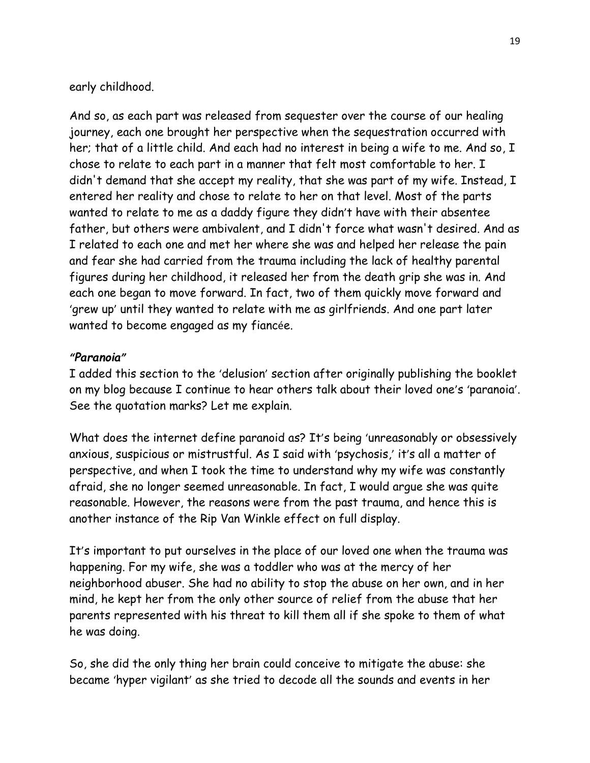early childhood.

And so, as each part was released from sequester over the course of our healing journey, each one brought her perspective when the sequestration occurred with her; that of a little child. And each had no interest in being a wife to me. And so, I chose to relate to each part in a manner that felt most comfortable to her. I didn't demand that she accept my reality, that she was part of my wife. Instead, I entered her reality and chose to relate to her on that level. Most of the parts wanted to relate to me as a daddy figure they didn't have with their absentee father, but others were ambivalent, and I didn't force what wasn't desired. And as I related to each one and met her where she was and helped her release the pain and fear she had carried from the trauma including the lack of healthy parental figures during her childhood, it released her from the death grip she was in. And each one began to move forward. In fact, two of them quickly move forward and 'grew up' until they wanted to relate with me as girlfriends. And one part later wanted to become engaged as my fiancée.

***"Paranoia"***

I added this section to the 'delusion' section after originally publishing the booklet on my blog because I continue to hear others talk about their loved one's 'paranoia'. See the quotation marks? Let me explain.

What does the internet define paranoid as? It's being 'unreasonably or obsessively anxious, suspicious or mistrustful. As I said with 'psychosis,' it's all a matter of perspective, and when I took the time to understand why my wife was constantly afraid, she no longer seemed unreasonable. In fact, I would argue she was quite reasonable. However, the reasons were from the past trauma, and hence this is another instance of the Rip Van Winkle effect on full display.

It's important to put ourselves in the place of our loved one when the trauma was happening. For my wife, she was a toddler who was at the mercy of her neighborhood abuser. She had no ability to stop the abuse on her own, and in her mind, he kept her from the only other source of relief from the abuse that her parents represented with his threat to kill them all if she spoke to them of what he was doing.

So, she did the only thing her brain could conceive to mitigate the abuse: she became 'hyper vigilant' as she tried to decode all the sounds and events in her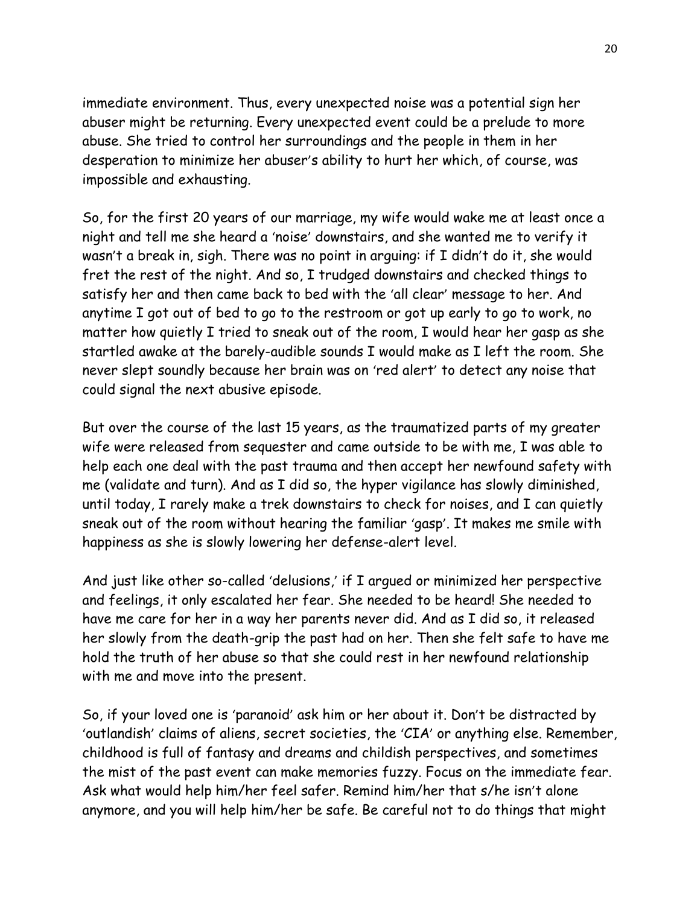immediate environment. Thus, every unexpected noise was a potential sign her abuser might be returning. Every unexpected event could be a prelude to more abuse. She tried to control her surroundings and the people in them in her desperation to minimize her abuser's ability to hurt her which, of course, was impossible and exhausting.

So, for the first 20 years of our marriage, my wife would wake me at least once a night and tell me she heard a 'noise' downstairs, and she wanted me to verify it wasn't a break in, sigh. There was no point in arguing: if I didn't do it, she would fret the rest of the night. And so, I trudged downstairs and checked things to satisfy her and then came back to bed with the 'all clear' message to her. And anytime I got out of bed to go to the restroom or got up early to go to work, no matter how quietly I tried to sneak out of the room, I would hear her gasp as she startled awake at the barely-audible sounds I would make as I left the room. She never slept soundly because her brain was on 'red alert' to detect any noise that could signal the next abusive episode.

But over the course of the last 15 years, as the traumatized parts of my greater wife were released from sequester and came outside to be with me, I was able to help each one deal with the past trauma and then accept her newfound safety with me (validate and turn). And as I did so, the hyper vigilance has slowly diminished, until today, I rarely make a trek downstairs to check for noises, and I can quietly sneak out of the room without hearing the familiar 'gasp'. It makes me smile with happiness as she is slowly lowering her defense-alert level.

And just like other so-called 'delusions,' if I argued or minimized her perspective and feelings, it only escalated her fear. She needed to be heard! She needed to have me care for her in a way her parents never did. And as I did so, it released her slowly from the death-grip the past had on her. Then she felt safe to have me hold the truth of her abuse so that she could rest in her newfound relationship with me and move into the present.

So, if your loved one is 'paranoid' ask him or her about it. Don't be distracted by 'outlandish' claims of aliens, secret societies, the 'CIA' or anything else. Remember, childhood is full of fantasy and dreams and childish perspectives, and sometimes the mist of the past event can make memories fuzzy. Focus on the immediate fear. Ask what would help him/her feel safer. Remind him/her that s/he isn't alone anymore, and you will help him/her be safe. Be careful not to do things that might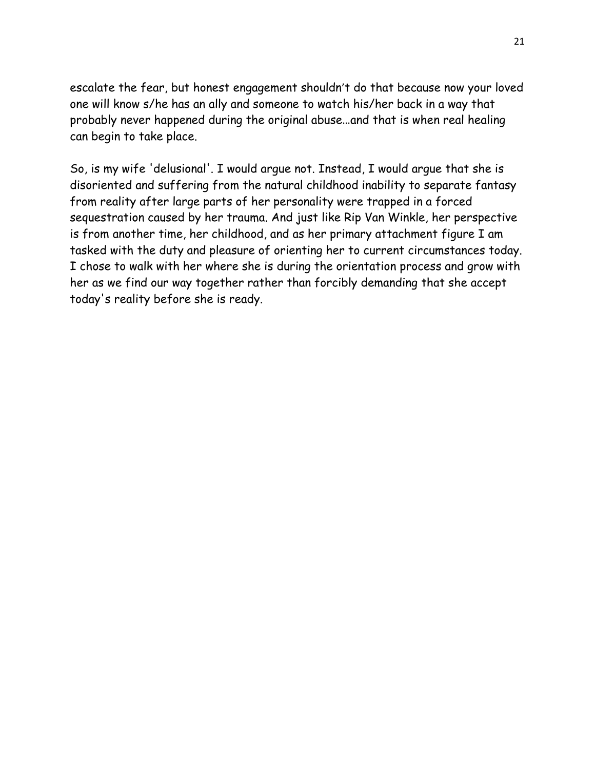escalate the fear, but honest engagement shouldn't do that because now your loved one will know s/he has an ally and someone to watch his/her back in a way that probably never happened during the original abuse…and that is when real healing can begin to take place.

So, is my wife 'delusional'. I would argue not. Instead, I would argue that she is disoriented and suffering from the natural childhood inability to separate fantasy from reality after large parts of her personality were trapped in a forced sequestration caused by her trauma. And just like Rip Van Winkle, her perspective is from another time, her childhood, and as her primary attachment figure I am tasked with the duty and pleasure of orienting her to current circumstances today. I chose to walk with her where she is during the orientation process and grow with her as we find our way together rather than forcibly demanding that she accept today's reality before she is ready.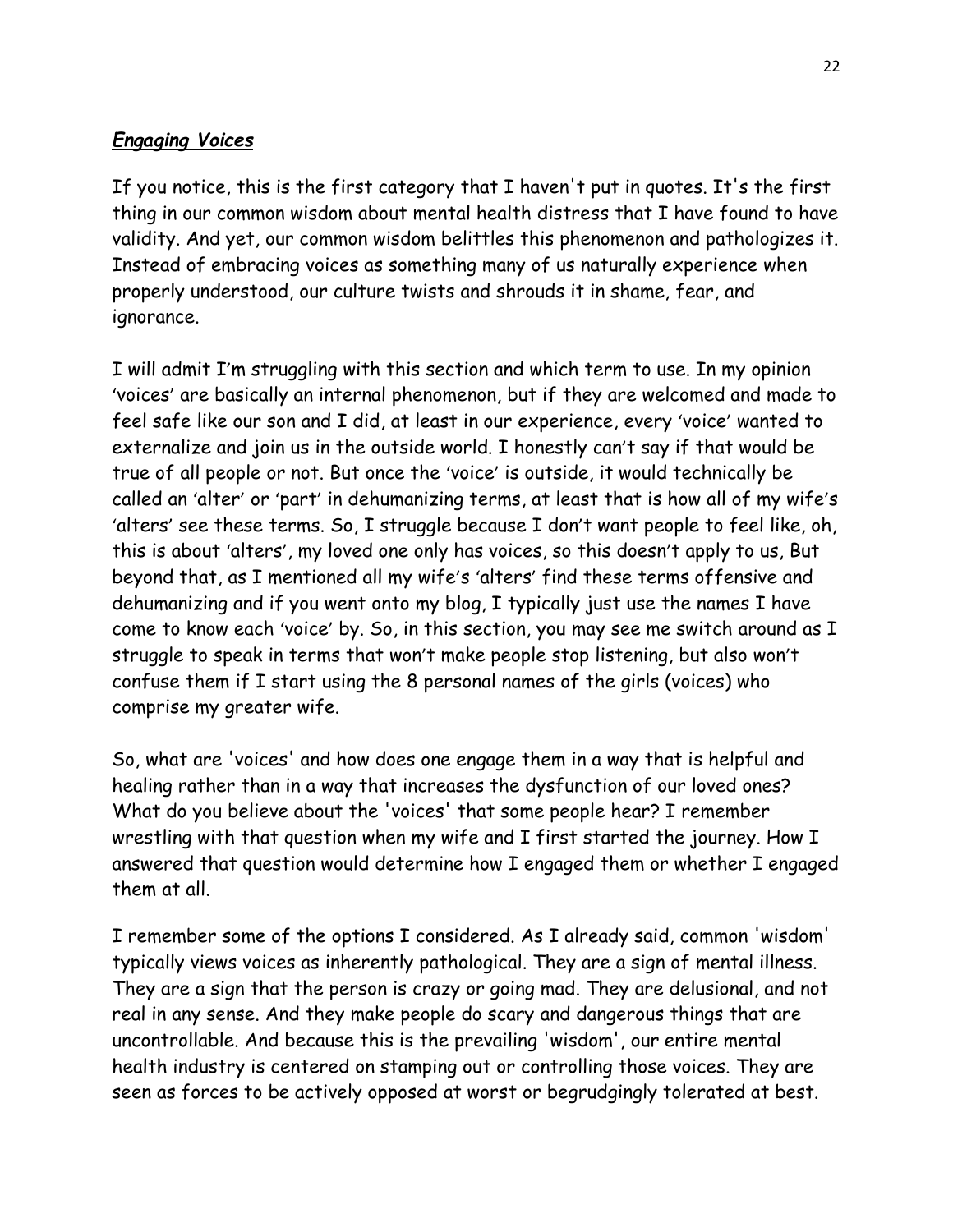## ***Engaging Voices***

If you notice, this is the first category that I haven't put in quotes. It's the first thing in our common wisdom about mental health distress that I have found to have validity. And yet, our common wisdom belittles this phenomenon and pathologizes it. Instead of embracing voices as something many of us naturally experience when properly understood, our culture twists and shrouds it in shame, fear, and ignorance.

I will admit I'm struggling with this section and which term to use. In my opinion 'voices' are basically an internal phenomenon, but if they are welcomed and made to feel safe like our son and I did, at least in our experience, every 'voice' wanted to externalize and join us in the outside world. I honestly can't say if that would be true of all people or not. But once the 'voice' is outside, it would technically be called an 'alter' or 'part' in dehumanizing terms, at least that is how all of my wife's 'alters' see these terms. So, I struggle because I don't want people to feel like, oh, this is about 'alters', my loved one only has voices, so this doesn't apply to us, But beyond that, as I mentioned all my wife's 'alters' find these terms offensive and dehumanizing and if you went onto my blog, I typically just use the names I have come to know each 'voice' by. So, in this section, you may see me switch around as I struggle to speak in terms that won't make people stop listening, but also won't confuse them if I start using the 8 personal names of the girls (voices) who comprise my greater wife.

So, what are 'voices' and how does one engage them in a way that is helpful and healing rather than in a way that increases the dysfunction of our loved ones? What do you believe about the 'voices' that some people hear? I remember wrestling with that question when my wife and I first started the journey. How I answered that question would determine how I engaged them or whether I engaged them at all.

I remember some of the options I considered. As I already said, common 'wisdom' typically views voices as inherently pathological. They are a sign of mental illness. They are a sign that the person is crazy or going mad. They are delusional, and not real in any sense. And they make people do scary and dangerous things that are uncontrollable. And because this is the prevailing 'wisdom', our entire mental health industry is centered on stamping out or controlling those voices. They are seen as forces to be actively opposed at worst or begrudgingly tolerated at best.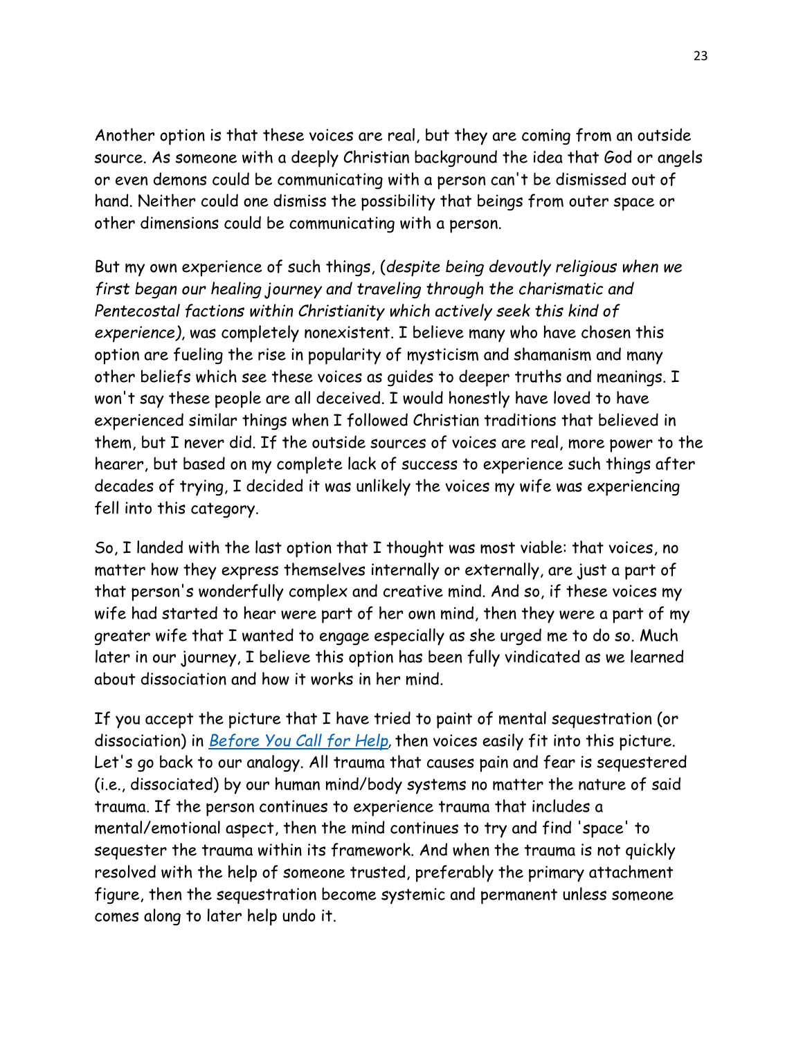Another option is that these voices are real, but they are coming from an outside source. As someone with a deeply Christian background the idea that God or angels or even demons could be communicating with a person can't be dismissed out of hand. Neither could one dismiss the possibility that beings from outer space or other dimensions could be communicating with a person.

But my own experience of such things, (*despite being devoutly religious when we first began our healing journey and traveling through the charismatic and Pentecostal factions within Christianity which actively seek this kind of experience)*, was completely nonexistent. I believe many who have chosen this option are fueling the rise in popularity of mysticism and shamanism and many other beliefs which see these voices as guides to deeper truths and meanings. I won't say these people are all deceived. I would honestly have loved to have experienced similar things when I followed Christian traditions that believed in them, but I never did. If the outside sources of voices are real, more power to the hearer, but based on my complete lack of success to experience such things after decades of trying, I decided it was unlikely the voices my wife was experiencing fell into this category.

So, I landed with the last option that I thought was most viable: that voices, no matter how they express themselves internally or externally, are just a part of that person's wonderfully complex and creative mind. And so, if these voices my wife had started to hear were part of her own mind, then they were a part of my greater wife that I wanted to engage especially as she urged me to do so. Much later in our journey, I believe this option has been fully vindicated as we learned about dissociation and how it works in her mind.

If you accept the picture that I have tried to paint of mental sequestration (or dissociation) in *Before You Call for Help*, then voices easily fit into this picture. Let's go back to our analogy. All trauma that causes pain and fear is sequestered (i.e., dissociated) by our human mind/body systems no matter the nature of said trauma. If the person continues to experience trauma that includes a mental/emotional aspect, then the mind continues to try and find 'space' to sequester the trauma within its framework. And when the trauma is not quickly resolved with the help of someone trusted, preferably the primary attachment figure, then the sequestration become systemic and permanent unless someone comes along to later help undo it.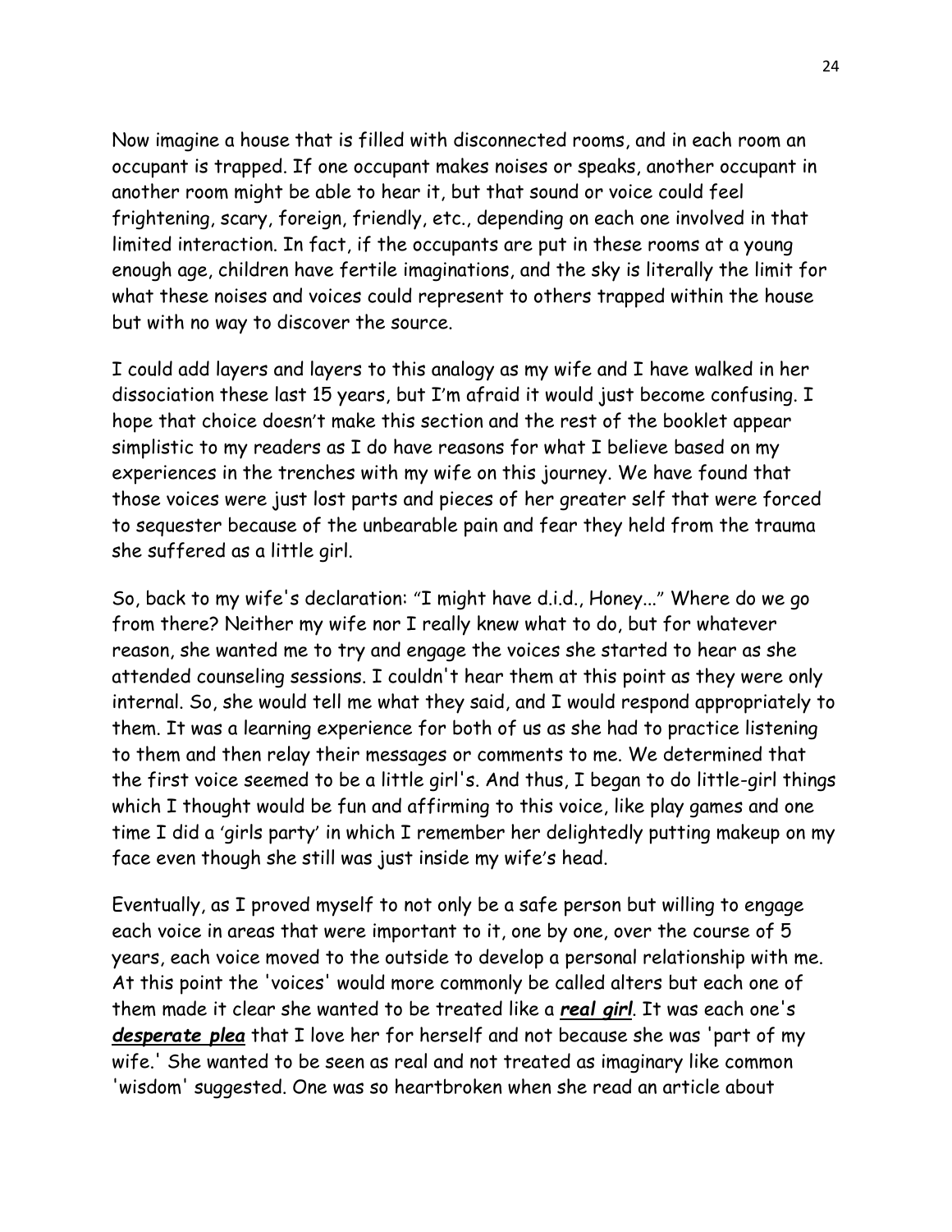Now imagine a house that is filled with disconnected rooms, and in each room an occupant is trapped. If one occupant makes noises or speaks, another occupant in another room might be able to hear it, but that sound or voice could feel frightening, scary, foreign, friendly, etc., depending on each one involved in that limited interaction. In fact, if the occupants are put in these rooms at a young enough age, children have fertile imaginations, and the sky is literally the limit for what these noises and voices could represent to others trapped within the house but with no way to discover the source.

I could add layers and layers to this analogy as my wife and I have walked in her dissociation these last 15 years, but I'm afraid it would just become confusing. I hope that choice doesn't make this section and the rest of the booklet appear simplistic to my readers as I do have reasons for what I believe based on my experiences in the trenches with my wife on this journey. We have found that those voices were just lost parts and pieces of her greater self that were forced to sequester because of the unbearable pain and fear they held from the trauma she suffered as a little girl.

So, back to my wife's declaration: "I might have d.i.d., Honey..." Where do we go from there? Neither my wife nor I really knew what to do, but for whatever reason, she wanted me to try and engage the voices she started to hear as she attended counseling sessions. I couldn't hear them at this point as they were only internal. So, she would tell me what they said, and I would respond appropriately to them. It was a learning experience for both of us as she had to practice listening to them and then relay their messages or comments to me. We determined that the first voice seemed to be a little girl's. And thus, I began to do little-girl things which I thought would be fun and affirming to this voice, like play games and one time I did a 'girls party' in which I remember her delightedly putting makeup on my face even though she still was just inside my wife's head.

Eventually, as I proved myself to not only be a safe person but willing to engage each voice in areas that were important to it, one by one, over the course of 5 years, each voice moved to the outside to develop a personal relationship with me. At this point the 'voices' would more commonly be called alters but each one of them made it clear she wanted to be treated like a ***real girl***. It was each one's ***desperate plea*** that I love her for herself and not because she was 'part of my wife.' She wanted to be seen as real and not treated as imaginary like common 'wisdom' suggested. One was so heartbroken when she read an article about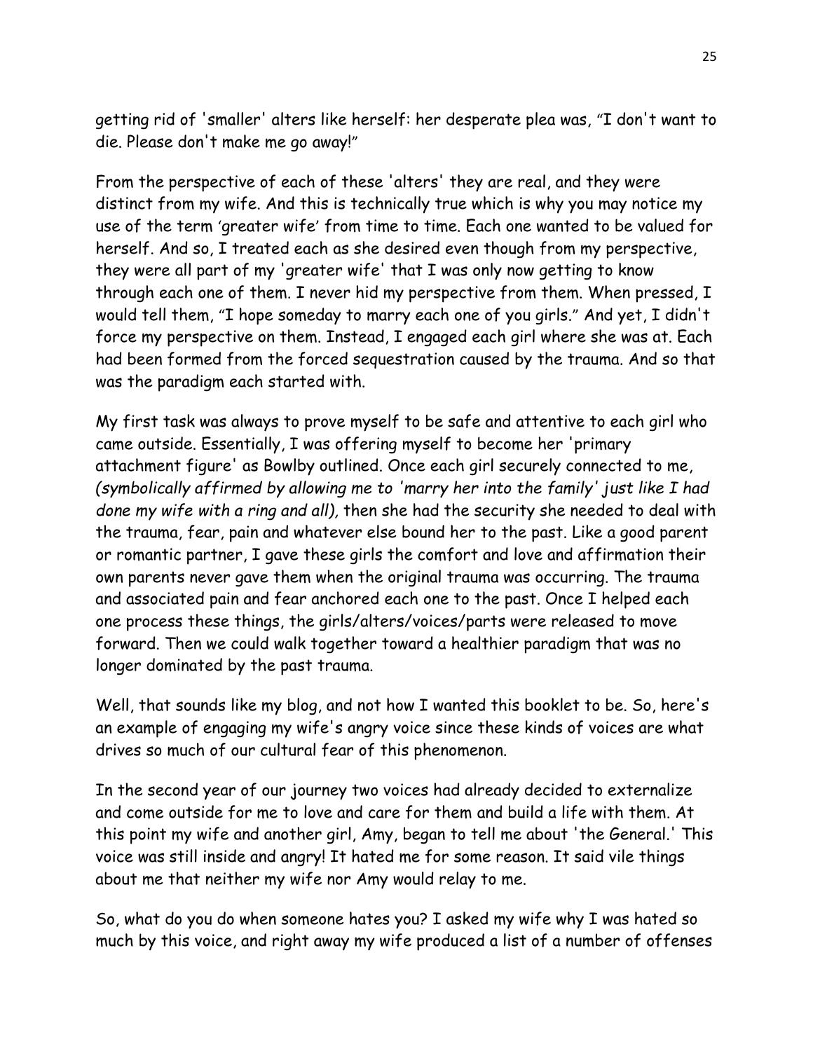getting rid of 'smaller' alters like herself: her desperate plea was, "I don't want to die. Please don't make me go away!"

From the perspective of each of these 'alters' they are real, and they were distinct from my wife. And this is technically true which is why you may notice my use of the term 'greater wife' from time to time. Each one wanted to be valued for herself. And so, I treated each as she desired even though from my perspective, they were all part of my 'greater wife' that I was only now getting to know through each one of them. I never hid my perspective from them. When pressed, I would tell them, "I hope someday to marry each one of you girls." And yet, I didn't force my perspective on them. Instead, I engaged each girl where she was at. Each had been formed from the forced sequestration caused by the trauma. And so that was the paradigm each started with.

My first task was always to prove myself to be safe and attentive to each girl who came outside. Essentially, I was offering myself to become her 'primary attachment figure' as Bowlby outlined. Once each girl securely connected to me, *(symbolically affirmed by allowing me to 'marry her into the family' just like I had done my wife with a ring and all),* then she had the security she needed to deal with the trauma, fear, pain and whatever else bound her to the past. Like a good parent or romantic partner, I gave these girls the comfort and love and affirmation their own parents never gave them when the original trauma was occurring. The trauma and associated pain and fear anchored each one to the past. Once I helped each one process these things, the girls/alters/voices/parts were released to move forward. Then we could walk together toward a healthier paradigm that was no longer dominated by the past trauma.

Well, that sounds like my blog, and not how I wanted this booklet to be. So, here's an example of engaging my wife's angry voice since these kinds of voices are what drives so much of our cultural fear of this phenomenon.

In the second year of our journey two voices had already decided to externalize and come outside for me to love and care for them and build a life with them. At this point my wife and another girl, Amy, began to tell me about 'the General.' This voice was still inside and angry! It hated me for some reason. It said vile things about me that neither my wife nor Amy would relay to me.

So, what do you do when someone hates you? I asked my wife why I was hated so much by this voice, and right away my wife produced a list of a number of offenses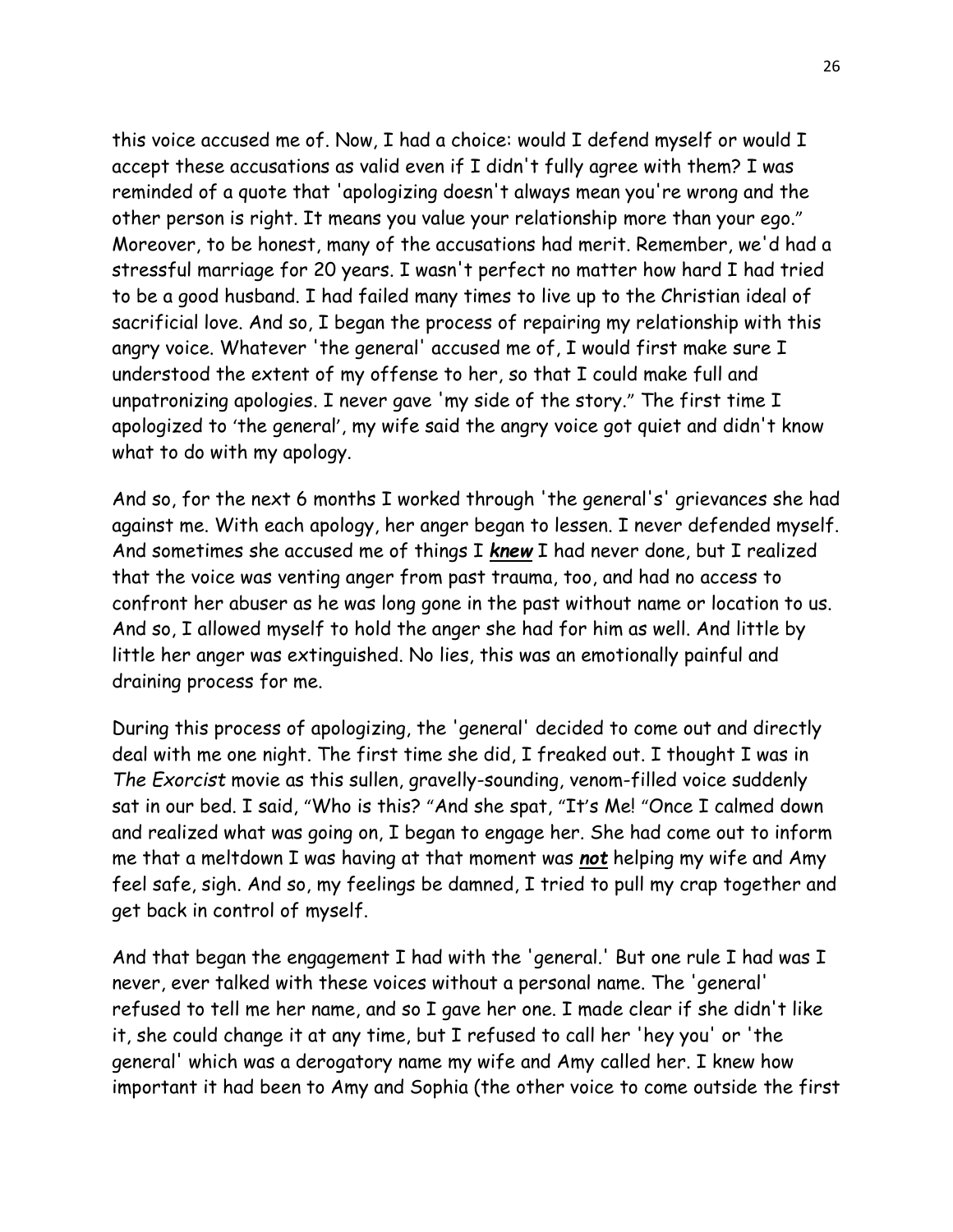this voice accused me of. Now, I had a choice: would I defend myself or would I accept these accusations as valid even if I didn't fully agree with them? I was reminded of a quote that 'apologizing doesn't always mean you're wrong and the other person is right. It means you value your relationship more than your ego." Moreover, to be honest, many of the accusations had merit. Remember, we'd had a stressful marriage for 20 years. I wasn't perfect no matter how hard I had tried to be a good husband. I had failed many times to live up to the Christian ideal of sacrificial love. And so, I began the process of repairing my relationship with this angry voice. Whatever 'the general' accused me of, I would first make sure I understood the extent of my offense to her, so that I could make full and unpatronizing apologies. I never gave 'my side of the story." The first time I apologized to 'the general', my wife said the angry voice got quiet and didn't know what to do with my apology.

And so, for the next 6 months I worked through 'the general's' grievances she had against me. With each apology, her anger began to lessen. I never defended myself. And sometimes she accused me of things I ***knew*** I had never done, but I realized that the voice was venting anger from past trauma, too, and had no access to confront her abuser as he was long gone in the past without name or location to us. And so, I allowed myself to hold the anger she had for him as well. And little by little her anger was extinguished. No lies, this was an emotionally painful and draining process for me.

During this process of apologizing, the 'general' decided to come out and directly deal with me one night. The first time she did, I freaked out. I thought I was in *The Exorcist* movie as this sullen, gravelly-sounding, venom-filled voice suddenly sat in our bed. I said, "Who is this? "And she spat, "It's Me! "Once I calmed down and realized what was going on, I began to engage her. She had come out to inform me that a meltdown I was having at that moment was ***not*** helping my wife and Amy feel safe, sigh. And so, my feelings be damned, I tried to pull my crap together and get back in control of myself.

And that began the engagement I had with the 'general.' But one rule I had was I never, ever talked with these voices without a personal name. The 'general' refused to tell me her name, and so I gave her one. I made clear if she didn't like it, she could change it at any time, but I refused to call her 'hey you' or 'the general' which was a derogatory name my wife and Amy called her. I knew how important it had been to Amy and Sophia (the other voice to come outside the first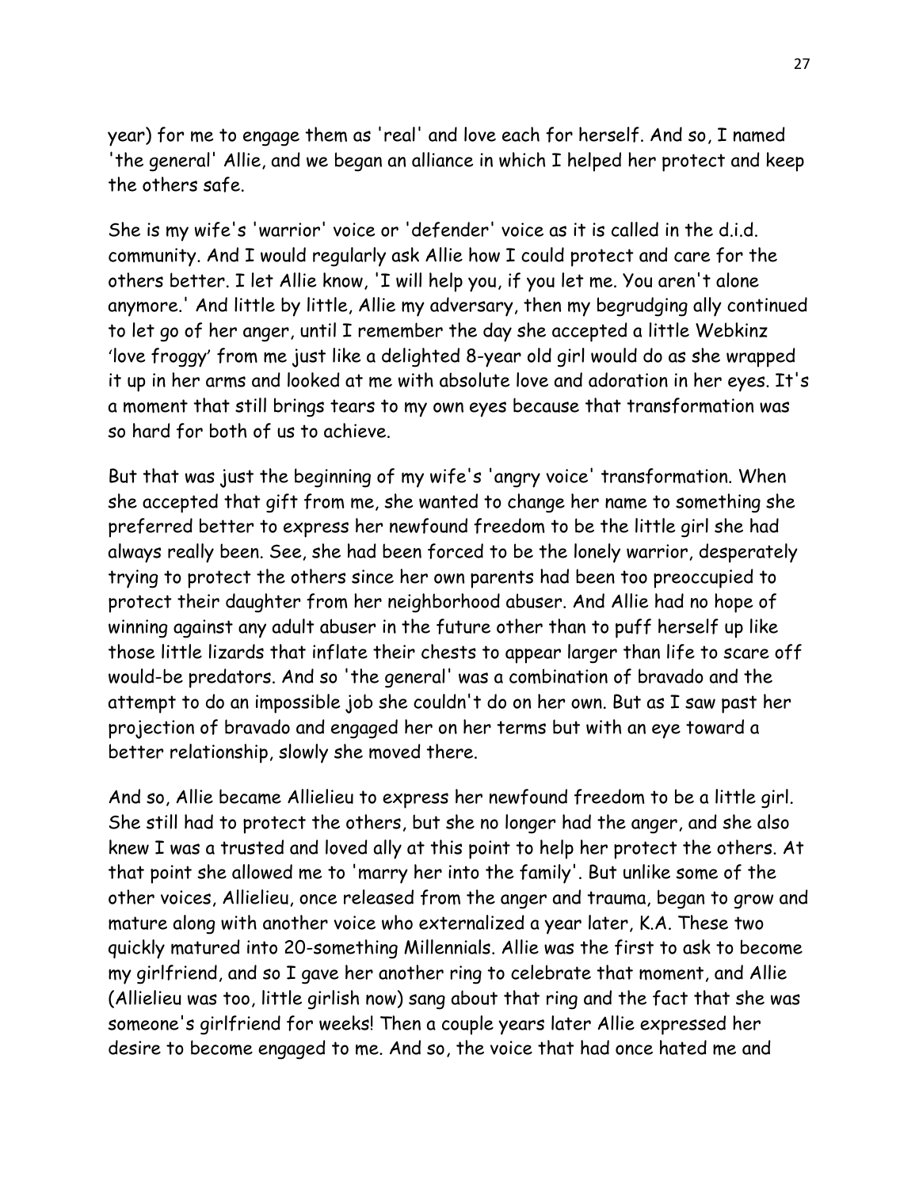year) for me to engage them as 'real' and love each for herself. And so, I named 'the general' Allie, and we began an alliance in which I helped her protect and keep the others safe.

She is my wife's 'warrior' voice or 'defender' voice as it is called in the d.i.d. community. And I would regularly ask Allie how I could protect and care for the others better. I let Allie know, 'I will help you, if you let me. You aren't alone anymore.' And little by little, Allie my adversary, then my begrudging ally continued to let go of her anger, until I remember the day she accepted a little Webkinz 'love froggy' from me just like a delighted 8-year old girl would do as she wrapped it up in her arms and looked at me with absolute love and adoration in her eyes. It's a moment that still brings tears to my own eyes because that transformation was so hard for both of us to achieve.

But that was just the beginning of my wife's 'angry voice' transformation. When she accepted that gift from me, she wanted to change her name to something she preferred better to express her newfound freedom to be the little girl she had always really been. See, she had been forced to be the lonely warrior, desperately trying to protect the others since her own parents had been too preoccupied to protect their daughter from her neighborhood abuser. And Allie had no hope of winning against any adult abuser in the future other than to puff herself up like those little lizards that inflate their chests to appear larger than life to scare off would-be predators. And so 'the general' was a combination of bravado and the attempt to do an impossible job she couldn't do on her own. But as I saw past her projection of bravado and engaged her on her terms but with an eye toward a better relationship, slowly she moved there.

And so, Allie became Allielieu to express her newfound freedom to be a little girl. She still had to protect the others, but she no longer had the anger, and she also knew I was a trusted and loved ally at this point to help her protect the others. At that point she allowed me to 'marry her into the family'. But unlike some of the other voices, Allielieu, once released from the anger and trauma, began to grow and mature along with another voice who externalized a year later, K.A. These two quickly matured into 20-something Millennials. Allie was the first to ask to become my girlfriend, and so I gave her another ring to celebrate that moment, and Allie (Allielieu was too, little girlish now) sang about that ring and the fact that she was someone's girlfriend for weeks! Then a couple years later Allie expressed her desire to become engaged to me. And so, the voice that had once hated me and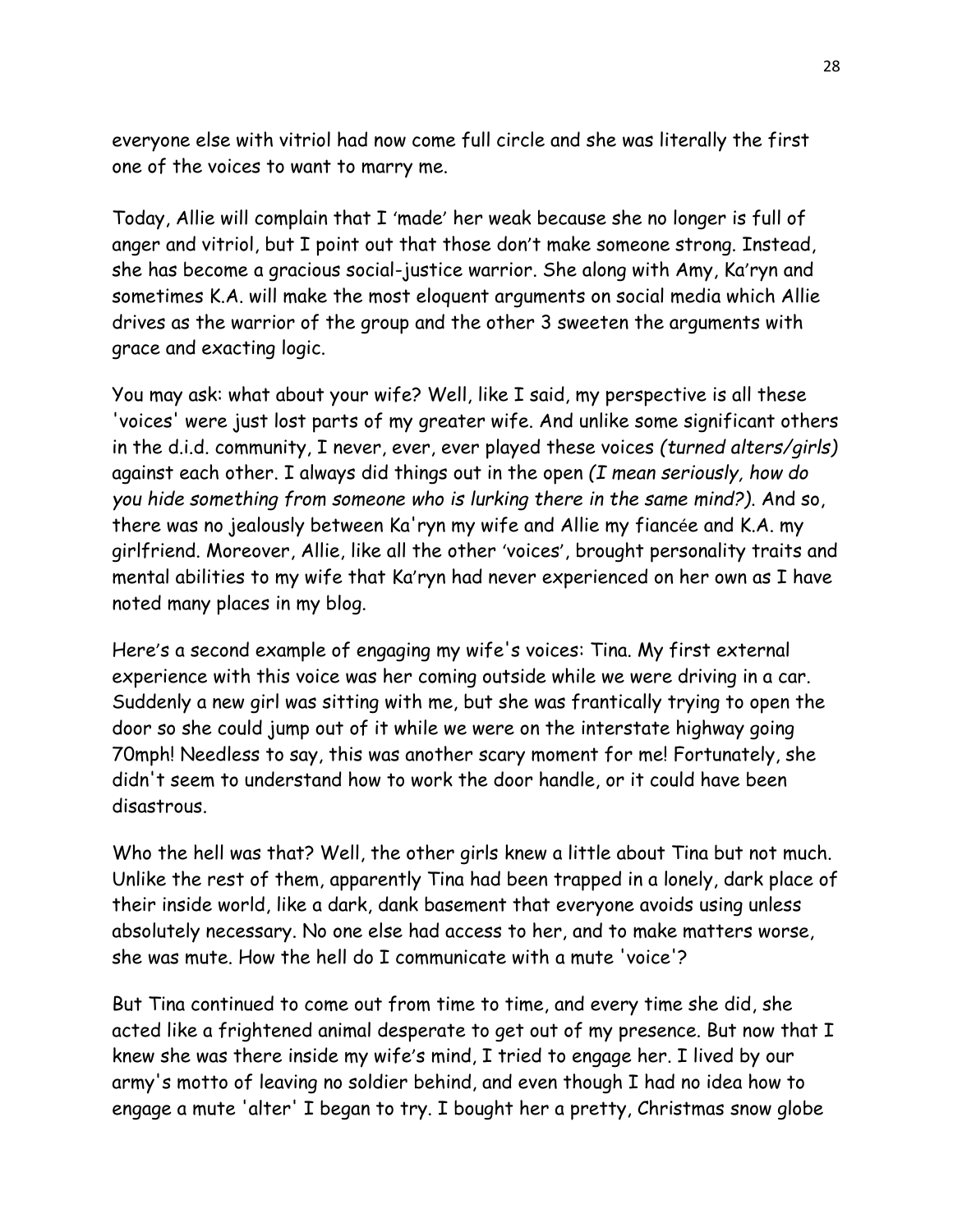everyone else with vitriol had now come full circle and she was literally the first one of the voices to want to marry me.

Today, Allie will complain that I 'made' her weak because she no longer is full of anger and vitriol, but I point out that those don't make someone strong. Instead, she has become a gracious social-justice warrior. She along with Amy, Ka'ryn and sometimes K.A. will make the most eloquent arguments on social media which Allie drives as the warrior of the group and the other 3 sweeten the arguments with grace and exacting logic.

You may ask: what about your wife? Well, like I said, my perspective is all these 'voices' were just lost parts of my greater wife. And unlike some significant others in the d.i.d. community, I never, ever, ever played these voices *(turned alters/girls)* against each other. I always did things out in the open *(I mean seriously, how do you hide something from someone who is lurking there in the same mind?)*. And so, there was no jealously between Ka'ryn my wife and Allie my fiancée and K.A. my girlfriend. Moreover, Allie, like all the other 'voices', brought personality traits and mental abilities to my wife that Ka'ryn had never experienced on her own as I have noted many places in my blog.

Here's a second example of engaging my wife's voices: Tina. My first external experience with this voice was her coming outside while we were driving in a car. Suddenly a new girl was sitting with me, but she was frantically trying to open the door so she could jump out of it while we were on the interstate highway going 70mph! Needless to say, this was another scary moment for me! Fortunately, she didn't seem to understand how to work the door handle, or it could have been disastrous.

Who the hell was that? Well, the other girls knew a little about Tina but not much. Unlike the rest of them, apparently Tina had been trapped in a lonely, dark place of their inside world, like a dark, dank basement that everyone avoids using unless absolutely necessary. No one else had access to her, and to make matters worse, she was mute. How the hell do I communicate with a mute 'voice'?

But Tina continued to come out from time to time, and every time she did, she acted like a frightened animal desperate to get out of my presence. But now that I knew she was there inside my wife's mind, I tried to engage her. I lived by our army's motto of leaving no soldier behind, and even though I had no idea how to engage a mute 'alter' I began to try. I bought her a pretty, Christmas snow globe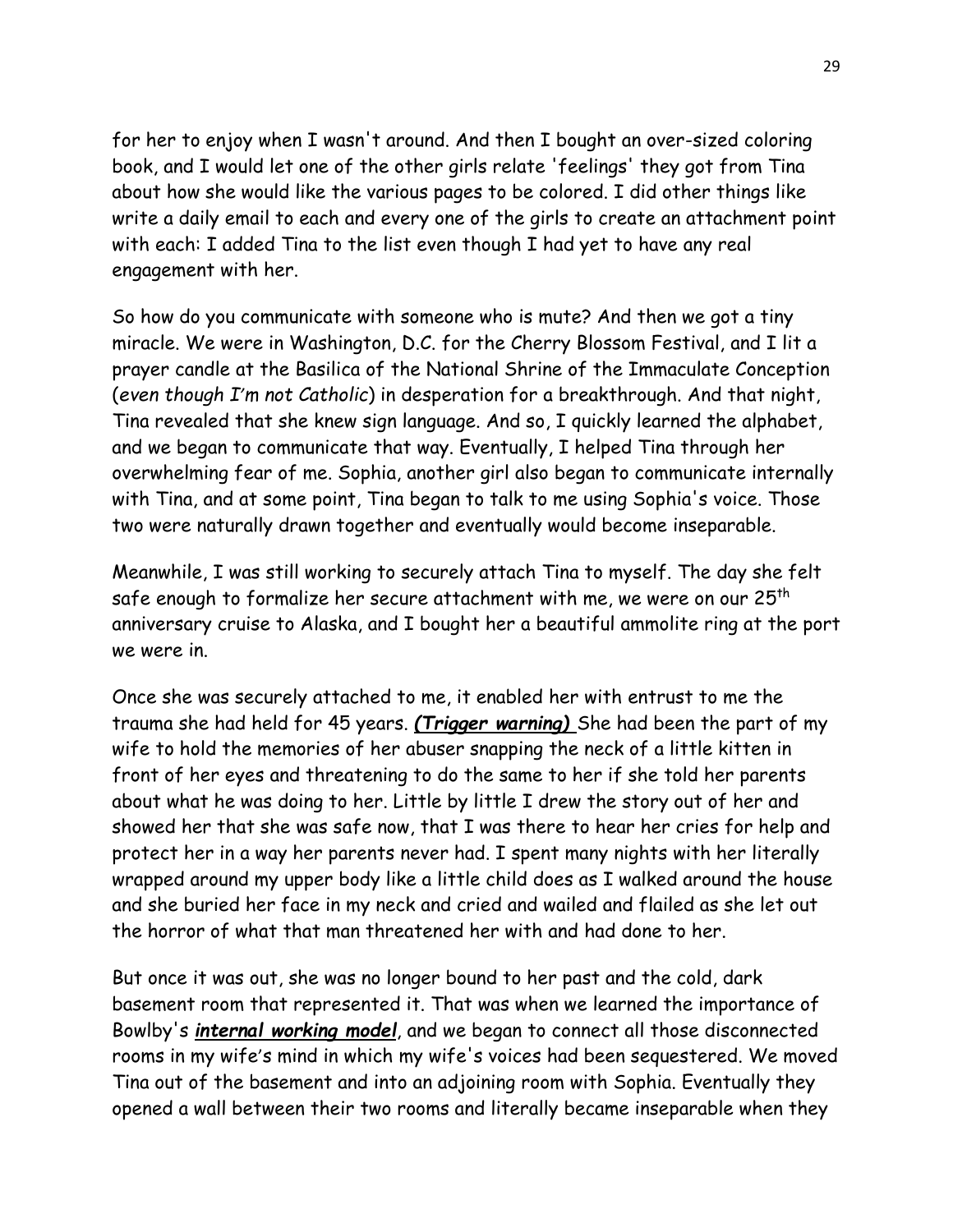for her to enjoy when I wasn't around. And then I bought an over-sized coloring book, and I would let one of the other girls relate 'feelings' they got from Tina about how she would like the various pages to be colored. I did other things like write a daily email to each and every one of the girls to create an attachment point with each: I added Tina to the list even though I had yet to have any real engagement with her.

So how do you communicate with someone who is mute? And then we got a tiny miracle. We were in Washington, D.C. for the Cherry Blossom Festival, and I lit a prayer candle at the Basilica of the National Shrine of the Immaculate Conception (*even though I'm not Catholic*) in desperation for a breakthrough. And that night, Tina revealed that she knew sign language. And so, I quickly learned the alphabet, and we began to communicate that way. Eventually, I helped Tina through her overwhelming fear of me. Sophia, another girl also began to communicate internally with Tina, and at some point, Tina began to talk to me using Sophia's voice. Those two were naturally drawn together and eventually would become inseparable.

Meanwhile, I was still working to securely attach Tina to myself. The day she felt safe enough to formalize her secure attachment with me, we were on our 25th anniversary cruise to Alaska, and I bought her a beautiful ammolite ring at the port we were in.

Once she was securely attached to me, it enabled her with entrust to me the trauma she had held for 45 years. ***(Trigger warning)*** She had been the part of my wife to hold the memories of her abuser snapping the neck of a little kitten in front of her eyes and threatening to do the same to her if she told her parents about what he was doing to her. Little by little I drew the story out of her and showed her that she was safe now, that I was there to hear her cries for help and protect her in a way her parents never had. I spent many nights with her literally wrapped around my upper body like a little child does as I walked around the house and she buried her face in my neck and cried and wailed and flailed as she let out the horror of what that man threatened her with and had done to her.

But once it was out, she was no longer bound to her past and the cold, dark basement room that represented it. That was when we learned the importance of Bowlby's ***internal working model***, and we began to connect all those disconnected rooms in my wife's mind in which my wife's voices had been sequestered. We moved Tina out of the basement and into an adjoining room with Sophia. Eventually they opened a wall between their two rooms and literally became inseparable when they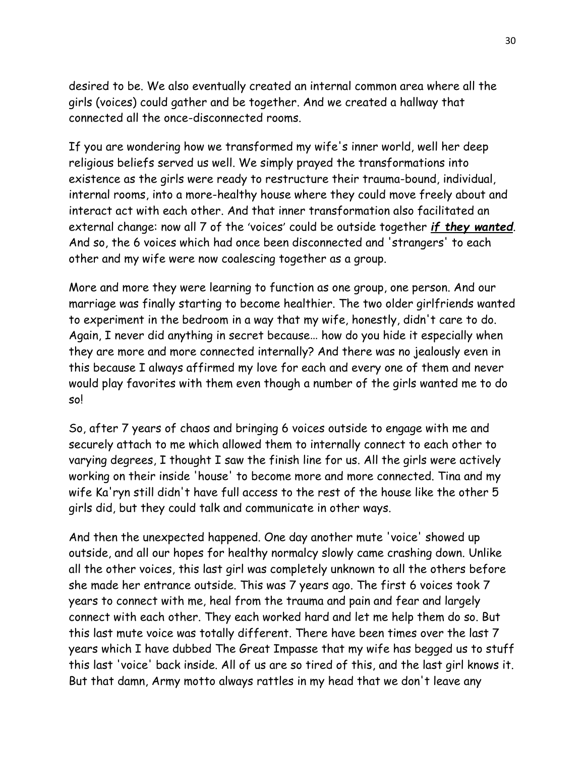desired to be. We also eventually created an internal common area where all the girls (voices) could gather and be together. And we created a hallway that connected all the once-disconnected rooms.

If you are wondering how we transformed my wife's inner world, well her deep religious beliefs served us well. We simply prayed the transformations into existence as the girls were ready to restructure their trauma-bound, individual, internal rooms, into a more-healthy house where they could move freely about and interact act with each other. And that inner transformation also facilitated an external change: now all 7 of the 'voices' could be outside together ***if they wanted***. And so, the 6 voices which had once been disconnected and 'strangers' to each other and my wife were now coalescing together as a group.

More and more they were learning to function as one group, one person. And our marriage was finally starting to become healthier. The two older girlfriends wanted to experiment in the bedroom in a way that my wife, honestly, didn't care to do. Again, I never did anything in secret because… how do you hide it especially when they are more and more connected internally? And there was no jealously even in this because I always affirmed my love for each and every one of them and never would play favorites with them even though a number of the girls wanted me to do so!

So, after 7 years of chaos and bringing 6 voices outside to engage with me and securely attach to me which allowed them to internally connect to each other to varying degrees, I thought I saw the finish line for us. All the girls were actively working on their inside 'house' to become more and more connected. Tina and my wife Ka'ryn still didn't have full access to the rest of the house like the other 5 girls did, but they could talk and communicate in other ways.

And then the unexpected happened. One day another mute 'voice' showed up outside, and all our hopes for healthy normalcy slowly came crashing down. Unlike all the other voices, this last girl was completely unknown to all the others before she made her entrance outside. This was 7 years ago. The first 6 voices took 7 years to connect with me, heal from the trauma and pain and fear and largely connect with each other. They each worked hard and let me help them do so. But this last mute voice was totally different. There have been times over the last 7 years which I have dubbed The Great Impasse that my wife has begged us to stuff this last 'voice' back inside. All of us are so tired of this, and the last girl knows it. But that damn, Army motto always rattles in my head that we don't leave any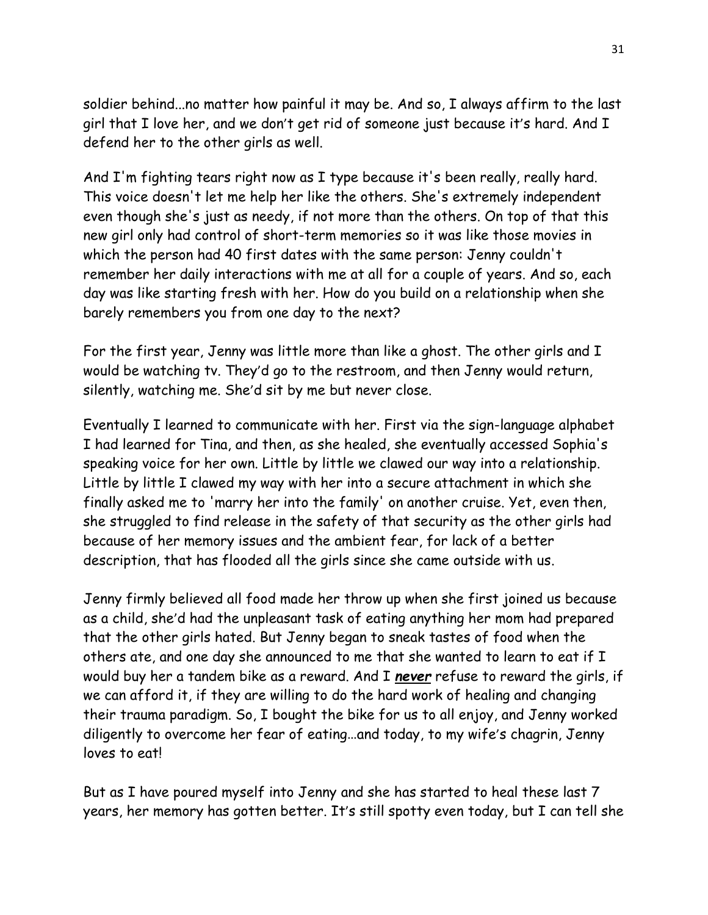soldier behind...no matter how painful it may be. And so, I always affirm to the last girl that I love her, and we don't get rid of someone just because it's hard. And I defend her to the other girls as well.

And I'm fighting tears right now as I type because it's been really, really hard. This voice doesn't let me help her like the others. She's extremely independent even though she's just as needy, if not more than the others. On top of that this new girl only had control of short-term memories so it was like those movies in which the person had 40 first dates with the same person: Jenny couldn't remember her daily interactions with me at all for a couple of years. And so, each day was like starting fresh with her. How do you build on a relationship when she barely remembers you from one day to the next?

For the first year, Jenny was little more than like a ghost. The other girls and I would be watching tv. They'd go to the restroom, and then Jenny would return, silently, watching me. She'd sit by me but never close.

Eventually I learned to communicate with her. First via the sign-language alphabet I had learned for Tina, and then, as she healed, she eventually accessed Sophia's speaking voice for her own. Little by little we clawed our way into a relationship. Little by little I clawed my way with her into a secure attachment in which she finally asked me to 'marry her into the family' on another cruise. Yet, even then, she struggled to find release in the safety of that security as the other girls had because of her memory issues and the ambient fear, for lack of a better description, that has flooded all the girls since she came outside with us.

Jenny firmly believed all food made her throw up when she first joined us because as a child, she'd had the unpleasant task of eating anything her mom had prepared that the other girls hated. But Jenny began to sneak tastes of food when the others ate, and one day she announced to me that she wanted to learn to eat if I would buy her a tandem bike as a reward. And I ***<u>never</u>*** refuse to reward the girls, if we can afford it, if they are willing to do the hard work of healing and changing their trauma paradigm. So, I bought the bike for us to all enjoy, and Jenny worked diligently to overcome her fear of eating…and today, to my wife's chagrin, Jenny loves to eat!

But as I have poured myself into Jenny and she has started to heal these last 7 years, her memory has gotten better. It's still spotty even today, but I can tell she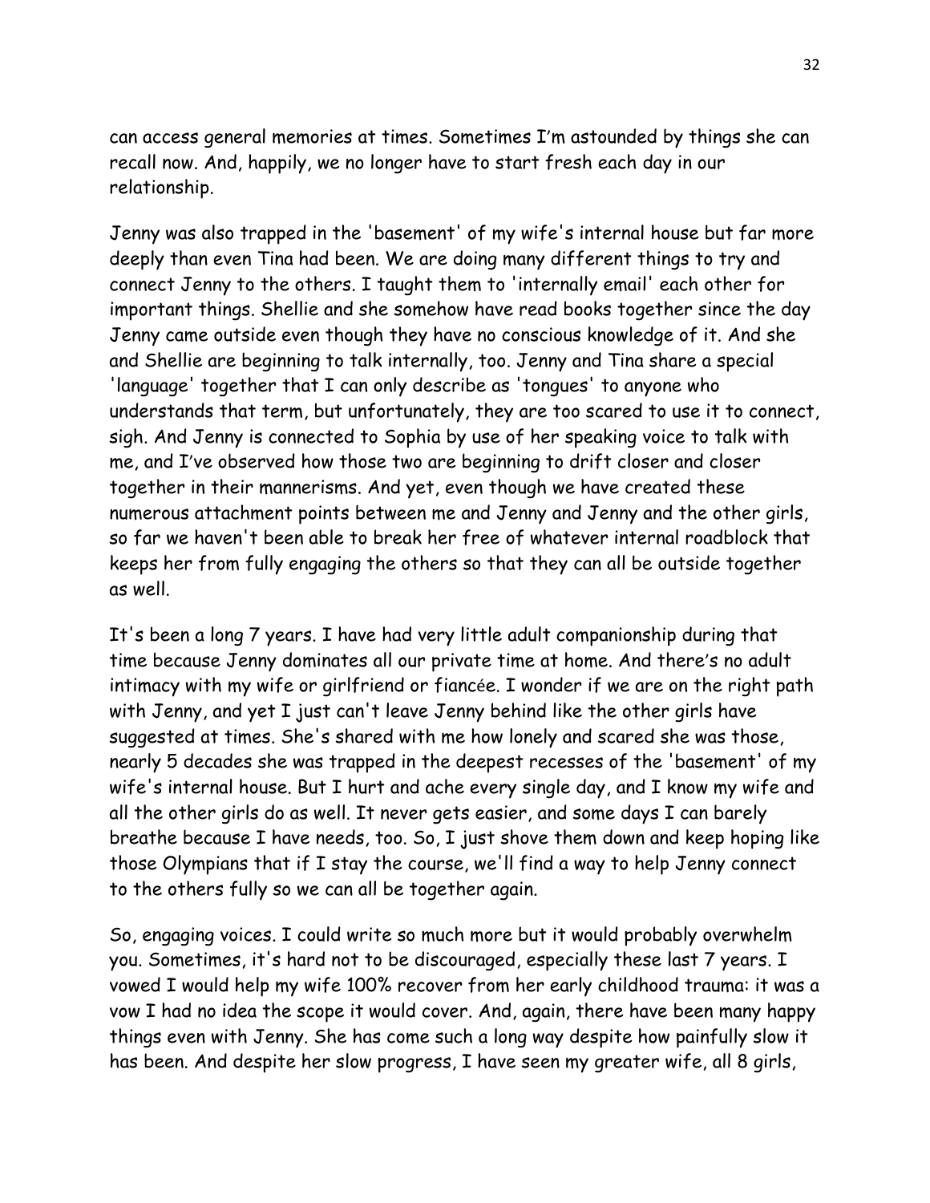can access general memories at times. Sometimes I'm astounded by things she can recall now. And, happily, we no longer have to start fresh each day in our relationship.

Jenny was also trapped in the 'basement' of my wife's internal house but far more deeply than even Tina had been. We are doing many different things to try and connect Jenny to the others. I taught them to 'internally email' each other for important things. Shellie and she somehow have read books together since the day Jenny came outside even though they have no conscious knowledge of it. And she and Shellie are beginning to talk internally, too. Jenny and Tina share a special 'language' together that I can only describe as 'tongues' to anyone who understands that term, but unfortunately, they are too scared to use it to connect, sigh. And Jenny is connected to Sophia by use of her speaking voice to talk with me, and I've observed how those two are beginning to drift closer and closer together in their mannerisms. And yet, even though we have created these numerous attachment points between me and Jenny and Jenny and the other girls, so far we haven't been able to break her free of whatever internal roadblock that keeps her from fully engaging the others so that they can all be outside together as well.

It's been a long 7 years. I have had very little adult companionship during that time because Jenny dominates all our private time at home. And there's no adult intimacy with my wife or girlfriend or fiancée. I wonder if we are on the right path with Jenny, and yet I just can't leave Jenny behind like the other girls have suggested at times. She's shared with me how lonely and scared she was those, nearly 5 decades she was trapped in the deepest recesses of the 'basement' of my wife's internal house. But I hurt and ache every single day, and I know my wife and all the other girls do as well. It never gets easier, and some days I can barely breathe because I have needs, too. So, I just shove them down and keep hoping like those Olympians that if I stay the course, we'll find a way to help Jenny connect to the others fully so we can all be together again.

So, engaging voices. I could write so much more but it would probably overwhelm you. Sometimes, it's hard not to be discouraged, especially these last 7 years. I vowed I would help my wife 100% recover from her early childhood trauma: it was a vow I had no idea the scope it would cover. And, again, there have been many happy things even with Jenny. She has come such a long way despite how painfully slow it has been. And despite her slow progress, I have seen my greater wife, all 8 girls,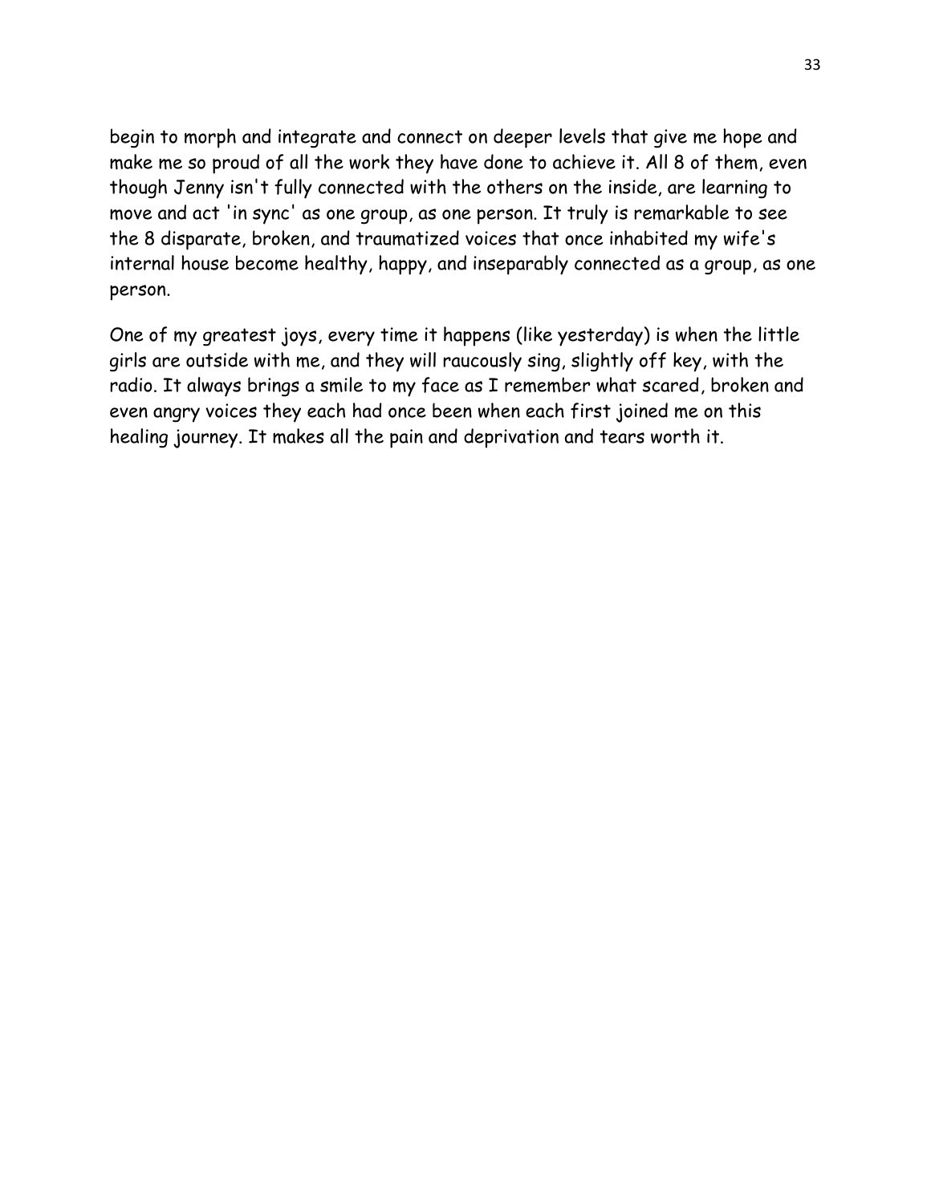begin to morph and integrate and connect on deeper levels that give me hope and make me so proud of all the work they have done to achieve it. All 8 of them, even though Jenny isn't fully connected with the others on the inside, are learning to move and act 'in sync' as one group, as one person. It truly is remarkable to see the 8 disparate, broken, and traumatized voices that once inhabited my wife's internal house become healthy, happy, and inseparably connected as a group, as one person.

One of my greatest joys, every time it happens (like yesterday) is when the little girls are outside with me, and they will raucously sing, slightly off key, with the radio. It always brings a smile to my face as I remember what scared, broken and even angry voices they each had once been when each first joined me on this healing journey. It makes all the pain and deprivation and tears worth it.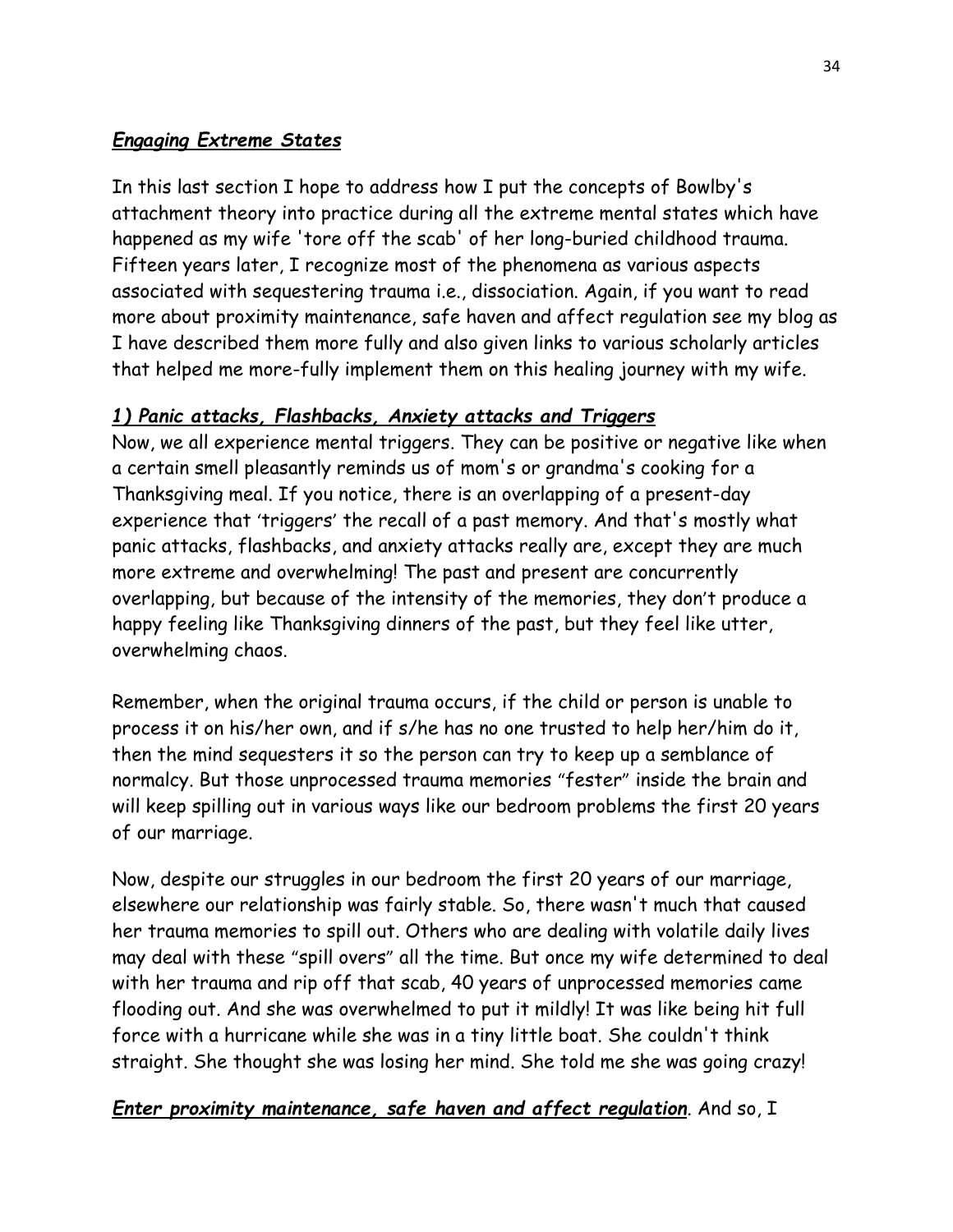## ***Engaging Extreme States***

In this last section I hope to address how I put the concepts of Bowlby's attachment theory into practice during all the extreme mental states which have happened as my wife 'tore off the scab' of her long-buried childhood trauma. Fifteen years later, I recognize most of the phenomena as various aspects associated with sequestering trauma i.e., dissociation. Again, if you want to read more about proximity maintenance, safe haven and affect regulation see my blog as I have described them more fully and also given links to various scholarly articles that helped me more-fully implement them on this healing journey with my wife.

### ***1) Panic attacks, Flashbacks, Anxiety attacks and Triggers***

Now, we all experience mental triggers. They can be positive or negative like when a certain smell pleasantly reminds us of mom's or grandma's cooking for a Thanksgiving meal. If you notice, there is an overlapping of a present-day experience that 'triggers' the recall of a past memory. And that's mostly what panic attacks, flashbacks, and anxiety attacks really are, except they are much more extreme and overwhelming! The past and present are concurrently overlapping, but because of the intensity of the memories, they don't produce a happy feeling like Thanksgiving dinners of the past, but they feel like utter, overwhelming chaos.

Remember, when the original trauma occurs, if the child or person is unable to process it on his/her own, and if s/he has no one trusted to help her/him do it, then the mind sequesters it so the person can try to keep up a semblance of normalcy. But those unprocessed trauma memories "fester" inside the brain and will keep spilling out in various ways like our bedroom problems the first 20 years of our marriage.

Now, despite our struggles in our bedroom the first 20 years of our marriage, elsewhere our relationship was fairly stable. So, there wasn't much that caused her trauma memories to spill out. Others who are dealing with volatile daily lives may deal with these "spill overs" all the time. But once my wife determined to deal with her trauma and rip off that scab, 40 years of unprocessed memories came flooding out. And she was overwhelmed to put it mildly! It was like being hit full force with a hurricane while she was in a tiny little boat. She couldn't think straight. She thought she was losing her mind. She told me she was going crazy!

***<u>Enter proximity maintenance, safe haven and affect regulation</u>***. And so, I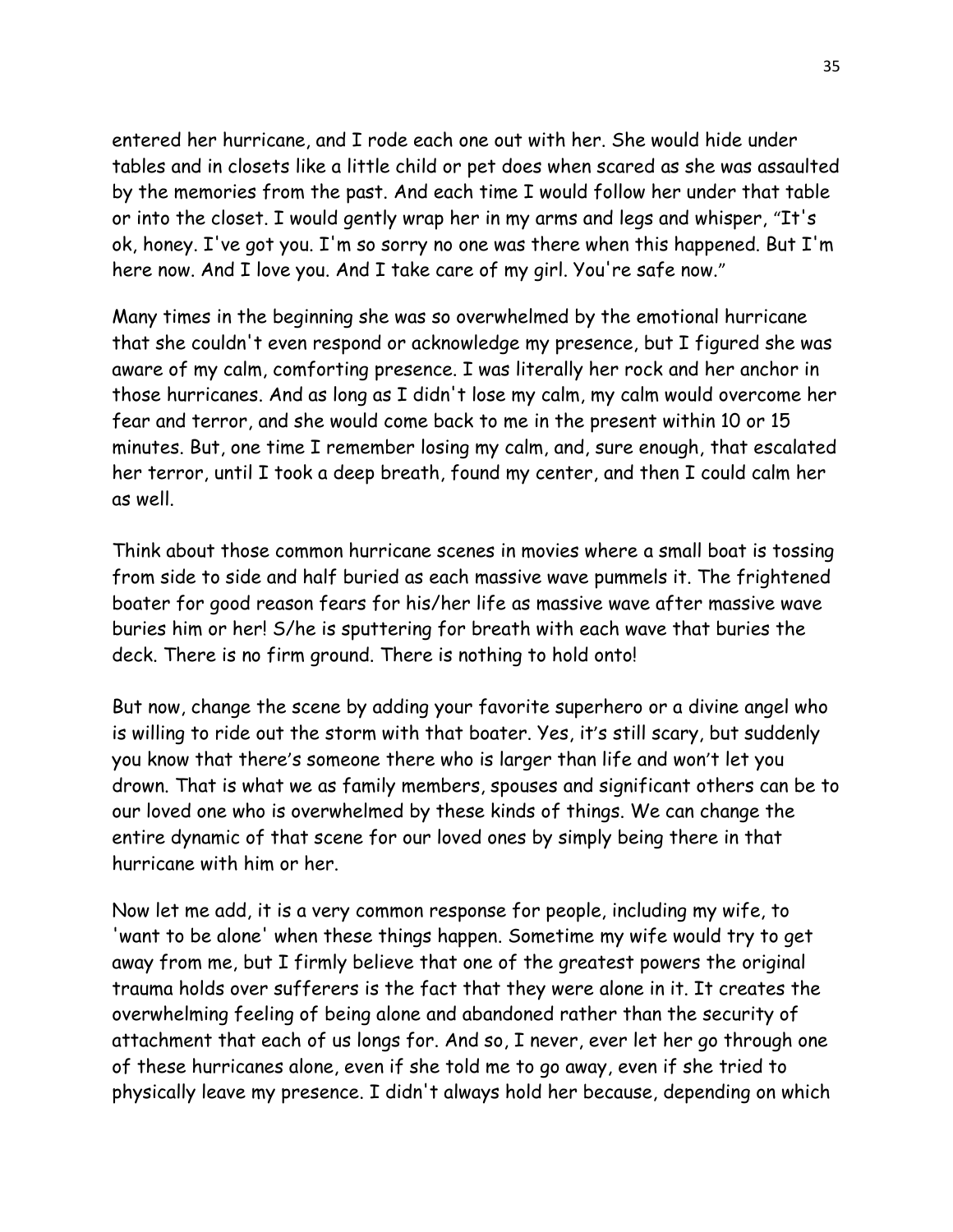entered her hurricane, and I rode each one out with her. She would hide under tables and in closets like a little child or pet does when scared as she was assaulted by the memories from the past. And each time I would follow her under that table or into the closet. I would gently wrap her in my arms and legs and whisper, "It's ok, honey. I've got you. I'm so sorry no one was there when this happened. But I'm here now. And I love you. And I take care of my girl. You're safe now."

Many times in the beginning she was so overwhelmed by the emotional hurricane that she couldn't even respond or acknowledge my presence, but I figured she was aware of my calm, comforting presence. I was literally her rock and her anchor in those hurricanes. And as long as I didn't lose my calm, my calm would overcome her fear and terror, and she would come back to me in the present within 10 or 15 minutes. But, one time I remember losing my calm, and, sure enough, that escalated her terror, until I took a deep breath, found my center, and then I could calm her as well.

Think about those common hurricane scenes in movies where a small boat is tossing from side to side and half buried as each massive wave pummels it. The frightened boater for good reason fears for his/her life as massive wave after massive wave buries him or her! S/he is sputtering for breath with each wave that buries the deck. There is no firm ground. There is nothing to hold onto!

But now, change the scene by adding your favorite superhero or a divine angel who is willing to ride out the storm with that boater. Yes, it's still scary, but suddenly you know that there's someone there who is larger than life and won't let you drown. That is what we as family members, spouses and significant others can be to our loved one who is overwhelmed by these kinds of things. We can change the entire dynamic of that scene for our loved ones by simply being there in that hurricane with him or her.

Now let me add, it is a very common response for people, including my wife, to 'want to be alone' when these things happen. Sometime my wife would try to get away from me, but I firmly believe that one of the greatest powers the original trauma holds over sufferers is the fact that they were alone in it. It creates the overwhelming feeling of being alone and abandoned rather than the security of attachment that each of us longs for. And so, I never, ever let her go through one of these hurricanes alone, even if she told me to go away, even if she tried to physically leave my presence. I didn't always hold her because, depending on which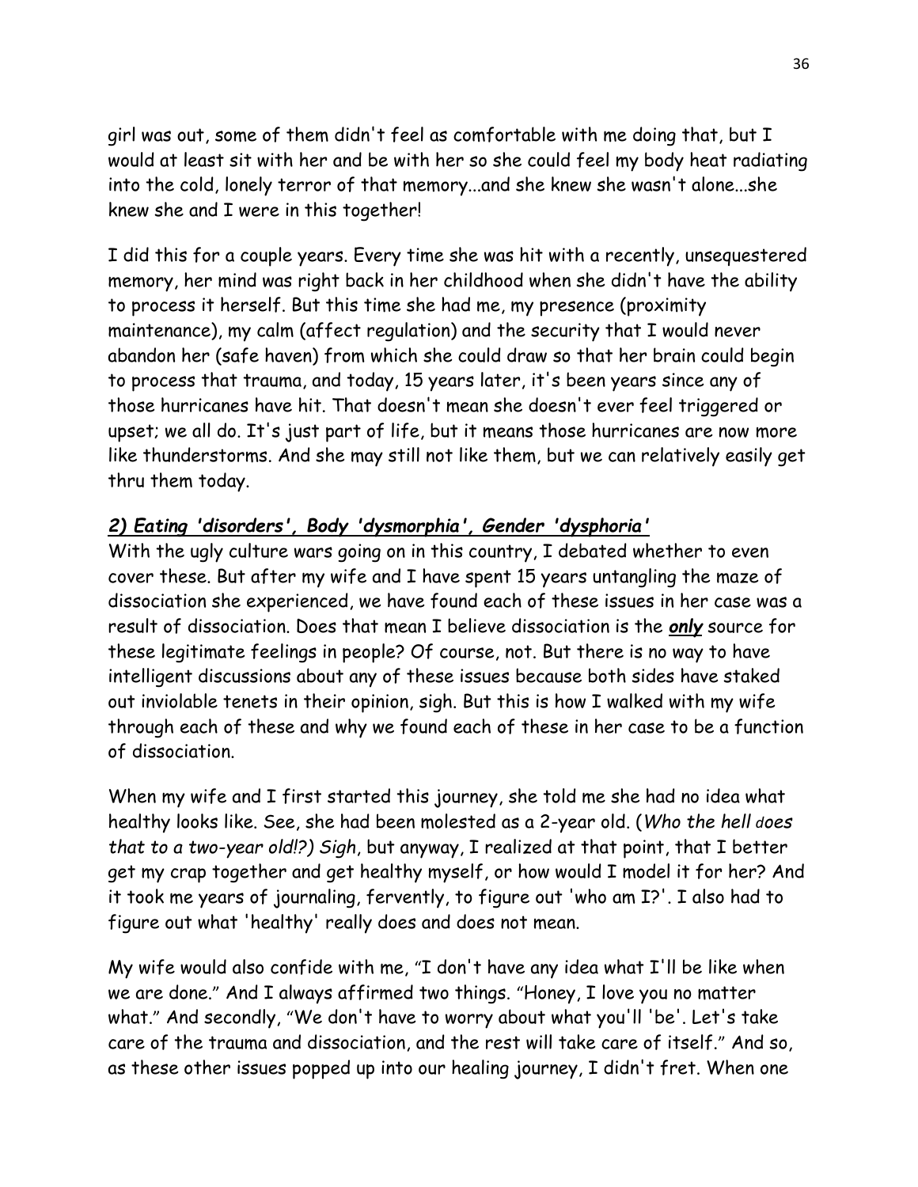girl was out, some of them didn't feel as comfortable with me doing that, but I would at least sit with her and be with her so she could feel my body heat radiating into the cold, lonely terror of that memory...and she knew she wasn't alone...she knew she and I were in this together!

I did this for a couple years. Every time she was hit with a recently, unsequestered memory, her mind was right back in her childhood when she didn't have the ability to process it herself. But this time she had me, my presence (proximity maintenance), my calm (affect regulation) and the security that I would never abandon her (safe haven) from which she could draw so that her brain could begin to process that trauma, and today, 15 years later, it's been years since any of those hurricanes have hit. That doesn't mean she doesn't ever feel triggered or upset; we all do. It's just part of life, but it means those hurricanes are now more like thunderstorms. And she may still not like them, but we can relatively easily get thru them today.

***2) Eating 'disorders', Body 'dysmorphia', Gender 'dysphoria'***

With the ugly culture wars going on in this country, I debated whether to even cover these. But after my wife and I have spent 15 years untangling the maze of dissociation she experienced, we have found each of these issues in her case was a result of dissociation. Does that mean I believe dissociation is the ***only*** source for these legitimate feelings in people? Of course, not. But there is no way to have intelligent discussions about any of these issues because both sides have staked out inviolable tenets in their opinion, sigh. But this is how I walked with my wife through each of these and why we found each of these in her case to be a function of dissociation.

When my wife and I first started this journey, she told me she had no idea what healthy looks like. See, she had been molested as a 2-year old. (*Who the hell does that to a two-year old!?) Sigh*, but anyway, I realized at that point, that I better get my crap together and get healthy myself, or how would I model it for her? And it took me years of journaling, fervently, to figure out 'who am I?'. I also had to figure out what 'healthy' really does and does not mean.

My wife would also confide with me, "I don't have any idea what I'll be like when we are done." And I always affirmed two things. "Honey, I love you no matter what." And secondly, "We don't have to worry about what you'll 'be'. Let's take care of the trauma and dissociation, and the rest will take care of itself." And so, as these other issues popped up into our healing journey, I didn't fret. When one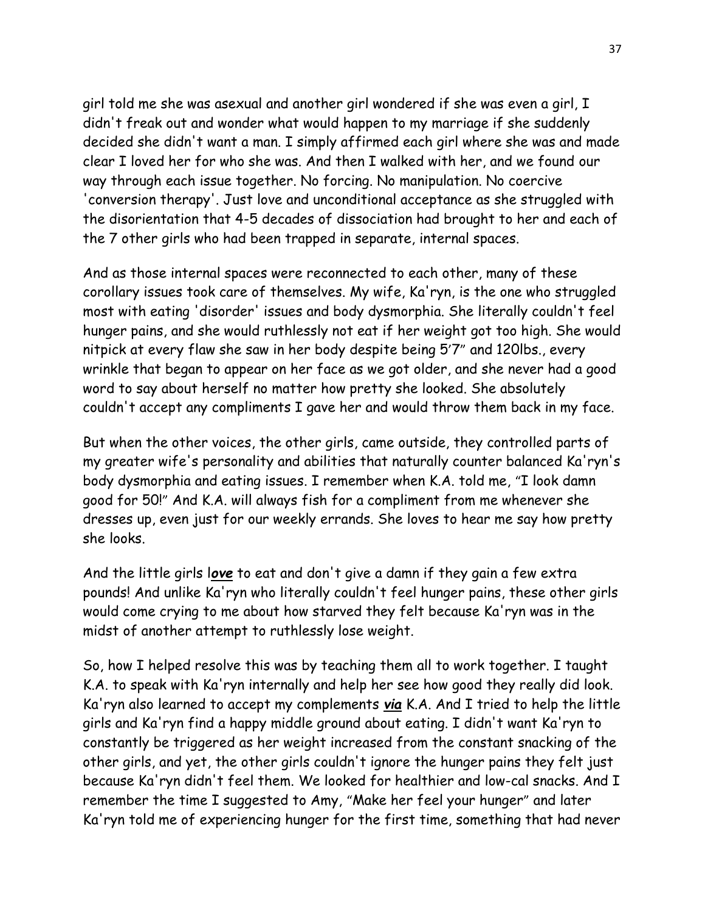girl told me she was asexual and another girl wondered if she was even a girl, I didn't freak out and wonder what would happen to my marriage if she suddenly decided she didn't want a man. I simply affirmed each girl where she was and made clear I loved her for who she was. And then I walked with her, and we found our way through each issue together. No forcing. No manipulation. No coercive 'conversion therapy'. Just love and unconditional acceptance as she struggled with the disorientation that 4-5 decades of dissociation had brought to her and each of the 7 other girls who had been trapped in separate, internal spaces.

And as those internal spaces were reconnected to each other, many of these corollary issues took care of themselves. My wife, Ka'ryn, is the one who struggled most with eating 'disorder' issues and body dysmorphia. She literally couldn't feel hunger pains, and she would ruthlessly not eat if her weight got too high. She would nitpick at every flaw she saw in her body despite being 5'7" and 120lbs., every wrinkle that began to appear on her face as we got older, and she never had a good word to say about herself no matter how pretty she looked. She absolutely couldn't accept any compliments I gave her and would throw them back in my face.

But when the other voices, the other girls, came outside, they controlled parts of my greater wife's personality and abilities that naturally counter balanced Ka'ryn's body dysmorphia and eating issues. I remember when K.A. told me, "I look damn good for 50!" And K.A. will always fish for a compliment from me whenever she dresses up, even just for our weekly errands. She loves to hear me say how pretty she looks.

And the little girls l***ove*** to eat and don't give a damn if they gain a few extra pounds! And unlike Ka'ryn who literally couldn't feel hunger pains, these other girls would come crying to me about how starved they felt because Ka'ryn was in the midst of another attempt to ruthlessly lose weight.

So, how I helped resolve this was by teaching them all to work together. I taught K.A. to speak with Ka'ryn internally and help her see how good they really did look. Ka'ryn also learned to accept my complements ***via*** K.A. And I tried to help the little girls and Ka'ryn find a happy middle ground about eating. I didn't want Ka'ryn to constantly be triggered as her weight increased from the constant snacking of the other girls, and yet, the other girls couldn't ignore the hunger pains they felt just because Ka'ryn didn't feel them. We looked for healthier and low-cal snacks. And I remember the time I suggested to Amy, "Make her feel your hunger" and later Ka'ryn told me of experiencing hunger for the first time, something that had never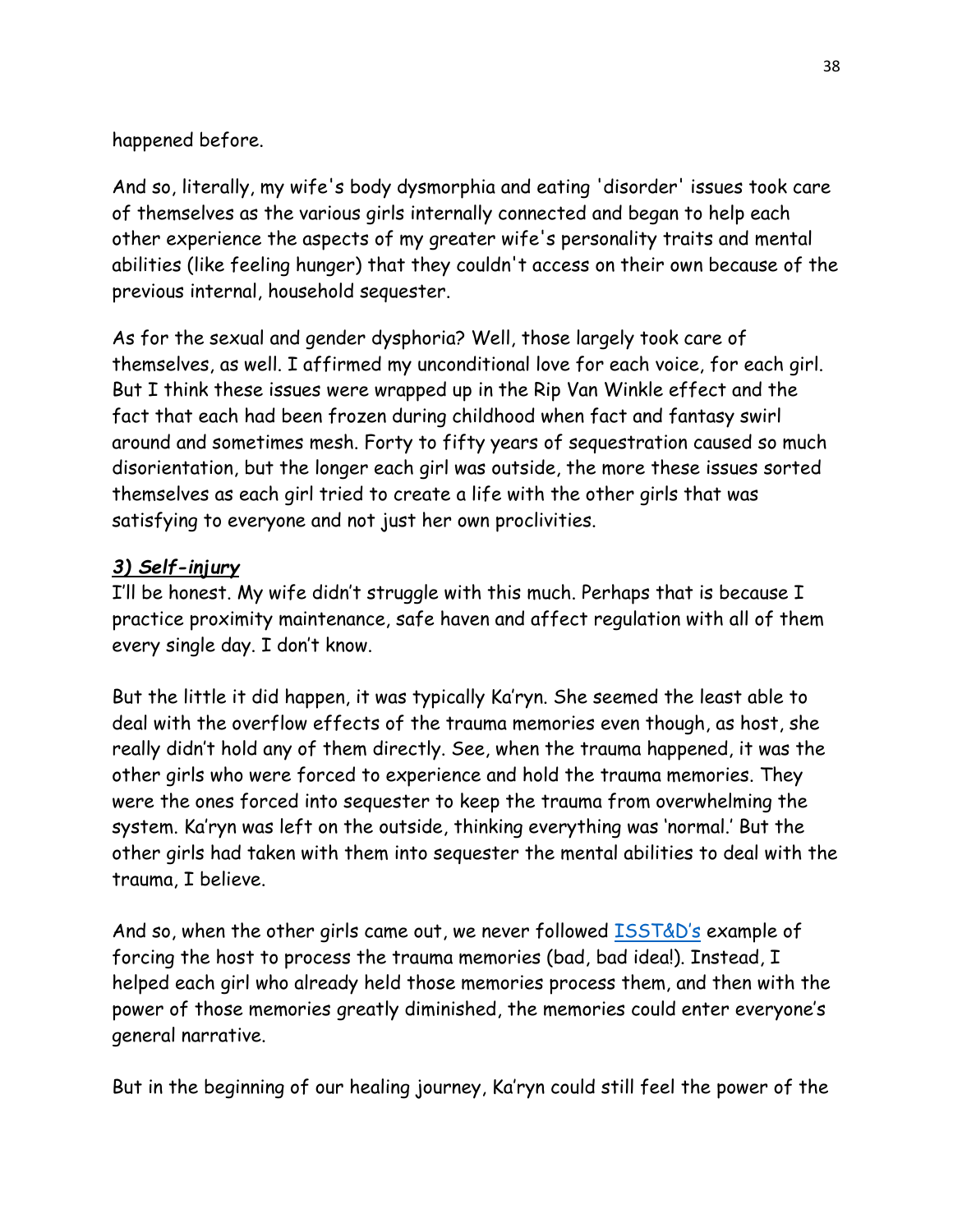happened before.

And so, literally, my wife's body dysmorphia and eating 'disorder' issues took care of themselves as the various girls internally connected and began to help each other experience the aspects of my greater wife's personality traits and mental abilities (like feeling hunger) that they couldn't access on their own because of the previous internal, household sequester.

As for the sexual and gender dysphoria? Well, those largely took care of themselves, as well. I affirmed my unconditional love for each voice, for each girl. But I think these issues were wrapped up in the Rip Van Winkle effect and the fact that each had been frozen during childhood when fact and fantasy swirl around and sometimes mesh. Forty to fifty years of sequestration caused so much disorientation, but the longer each girl was outside, the more these issues sorted themselves as each girl tried to create a life with the other girls that was satisfying to everyone and not just her own proclivities.

### ***3) Self-injury***

I'll be honest. My wife didn't struggle with this much. Perhaps that is because I practice proximity maintenance, safe haven and affect regulation with all of them every single day. I don't know.

But the little it did happen, it was typically Ka'ryn. She seemed the least able to deal with the overflow effects of the trauma memories even though, as host, she really didn't hold any of them directly. See, when the trauma happened, it was the other girls who were forced to experience and hold the trauma memories. They were the ones forced into sequester to keep the trauma from overwhelming the system. Ka'ryn was left on the outside, thinking everything was 'normal.' But the other girls had taken with them into sequester the mental abilities to deal with the trauma, I believe.

And so, when the other girls came out, we never followed ISST&D's example of forcing the host to process the trauma memories (bad, bad idea!). Instead, I helped each girl who already held those memories process them, and then with the power of those memories greatly diminished, the memories could enter everyone's general narrative.

But in the beginning of our healing journey, Ka'ryn could still feel the power of the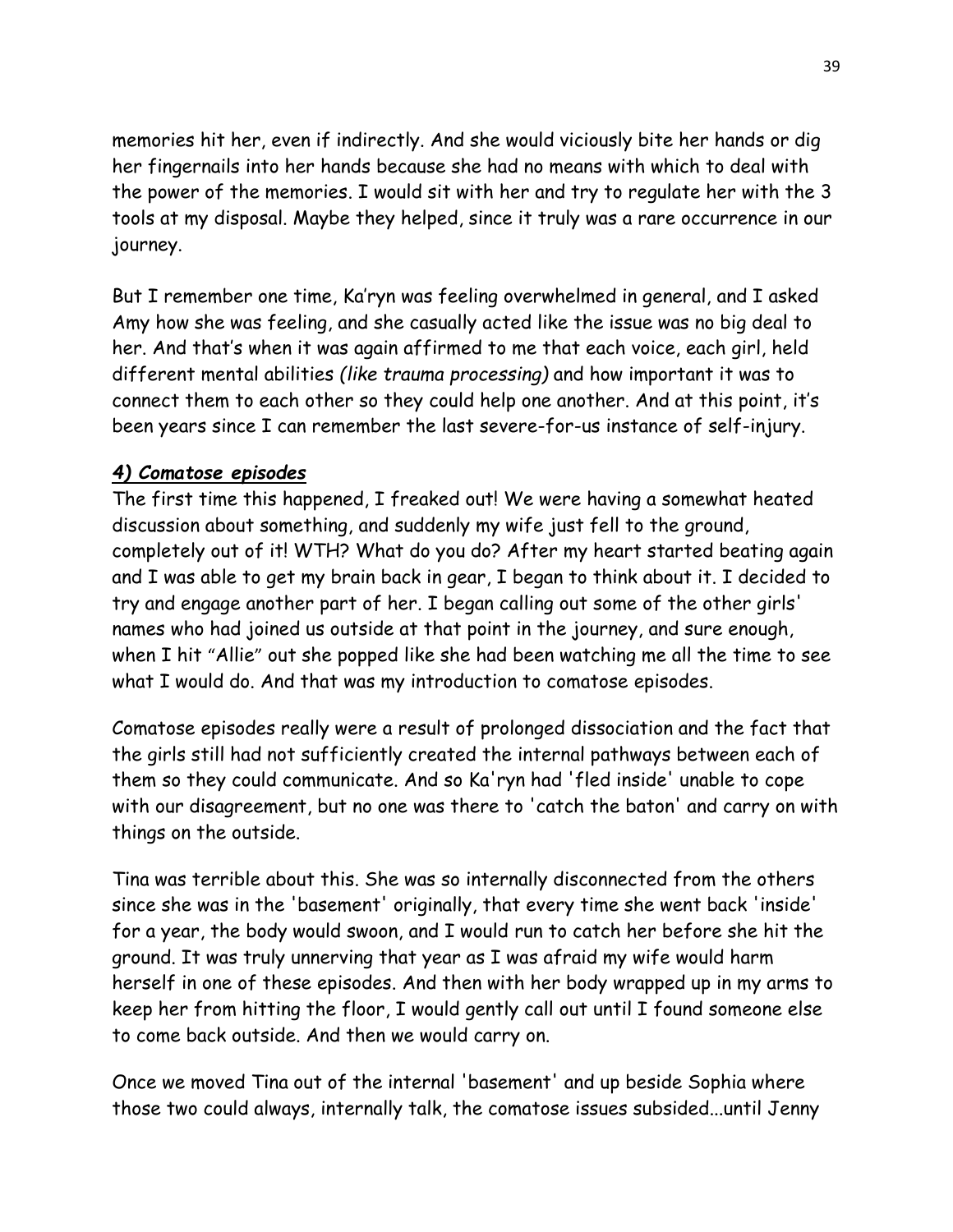memories hit her, even if indirectly. And she would viciously bite her hands or dig her fingernails into her hands because she had no means with which to deal with the power of the memories. I would sit with her and try to regulate her with the 3 tools at my disposal. Maybe they helped, since it truly was a rare occurrence in our journey.

But I remember one time, Ka'ryn was feeling overwhelmed in general, and I asked Amy how she was feeling, and she casually acted like the issue was no big deal to her. And that's when it was again affirmed to me that each voice, each girl, held different mental abilities *(like trauma processing)* and how important it was to connect them to each other so they could help one another. And at this point, it's been years since I can remember the last severe-for-us instance of self-injury.

### ***4) Comatose episodes***

The first time this happened, I freaked out! We were having a somewhat heated discussion about something, and suddenly my wife just fell to the ground, completely out of it! WTH? What do you do? After my heart started beating again and I was able to get my brain back in gear, I began to think about it. I decided to try and engage another part of her. I began calling out some of the other girls' names who had joined us outside at that point in the journey, and sure enough, when I hit "Allie" out she popped like she had been watching me all the time to see what I would do. And that was my introduction to comatose episodes.

Comatose episodes really were a result of prolonged dissociation and the fact that the girls still had not sufficiently created the internal pathways between each of them so they could communicate. And so Ka'ryn had 'fled inside' unable to cope with our disagreement, but no one was there to 'catch the baton' and carry on with things on the outside.

Tina was terrible about this. She was so internally disconnected from the others since she was in the 'basement' originally, that every time she went back 'inside' for a year, the body would swoon, and I would run to catch her before she hit the ground. It was truly unnerving that year as I was afraid my wife would harm herself in one of these episodes. And then with her body wrapped up in my arms to keep her from hitting the floor, I would gently call out until I found someone else to come back outside. And then we would carry on.

Once we moved Tina out of the internal 'basement' and up beside Sophia where those two could always, internally talk, the comatose issues subsided...until Jenny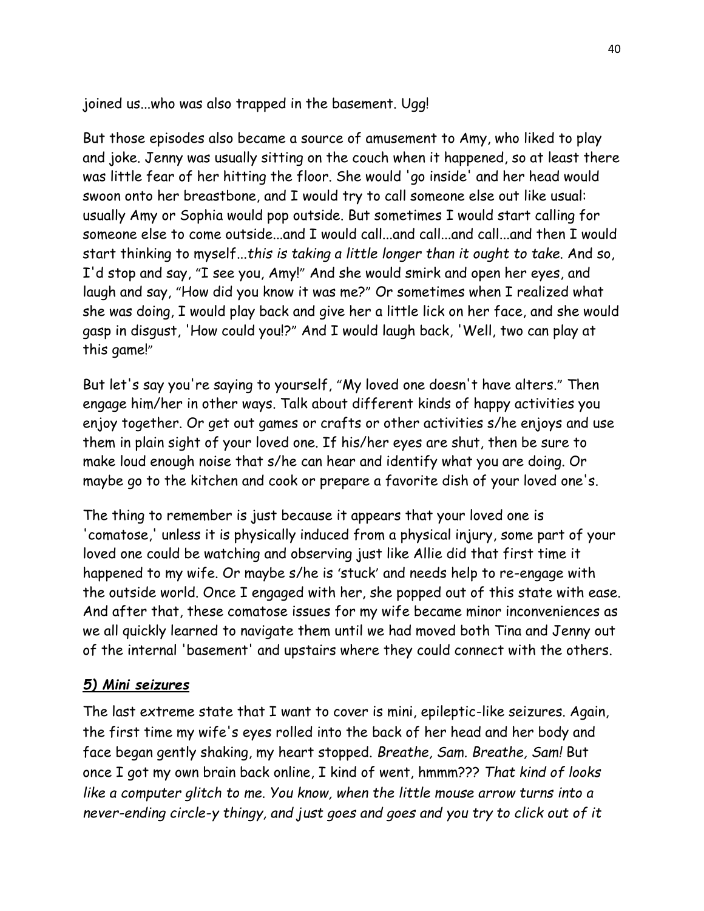joined us...who was also trapped in the basement. Ugg!

But those episodes also became a source of amusement to Amy, who liked to play and joke. Jenny was usually sitting on the couch when it happened, so at least there was little fear of her hitting the floor. She would 'go inside' and her head would swoon onto her breastbone, and I would try to call someone else out like usual: usually Amy or Sophia would pop outside. But sometimes I would start calling for someone else to come outside...and I would call...and call...and call...and then I would start thinking to myself...*this is taking a little longer than it ought to take.* And so, I'd stop and say, "I see you, Amy!" And she would smirk and open her eyes, and laugh and say, "How did you know it was me?" Or sometimes when I realized what she was doing, I would play back and give her a little lick on her face, and she would gasp in disgust, 'How could you!?" And I would laugh back, 'Well, two can play at this game!"

But let's say you're saying to yourself, "My loved one doesn't have alters." Then engage him/her in other ways. Talk about different kinds of happy activities you enjoy together. Or get out games or crafts or other activities s/he enjoys and use them in plain sight of your loved one. If his/her eyes are shut, then be sure to make loud enough noise that s/he can hear and identify what you are doing. Or maybe go to the kitchen and cook or prepare a favorite dish of your loved one's.

The thing to remember is just because it appears that your loved one is 'comatose,' unless it is physically induced from a physical injury, some part of your loved one could be watching and observing just like Allie did that first time it happened to my wife. Or maybe s/he is 'stuck' and needs help to re-engage with the outside world. Once I engaged with her, she popped out of this state with ease. And after that, these comatose issues for my wife became minor inconveniences as we all quickly learned to navigate them until we had moved both Tina and Jenny out of the internal 'basement' and upstairs where they could connect with the others.

### ***5) Mini seizures***

The last extreme state that I want to cover is mini, epileptic-like seizures. Again, the first time my wife's eyes rolled into the back of her head and her body and face began gently shaking, my heart stopped. *Breathe, Sam. Breathe, Sam!* But once I got my own brain back online, I kind of went, hmmm??? *That kind of looks like a computer glitch to me. You know, when the little mouse arrow turns into a never-ending circle-y thingy, and just goes and goes and you try to click out of it*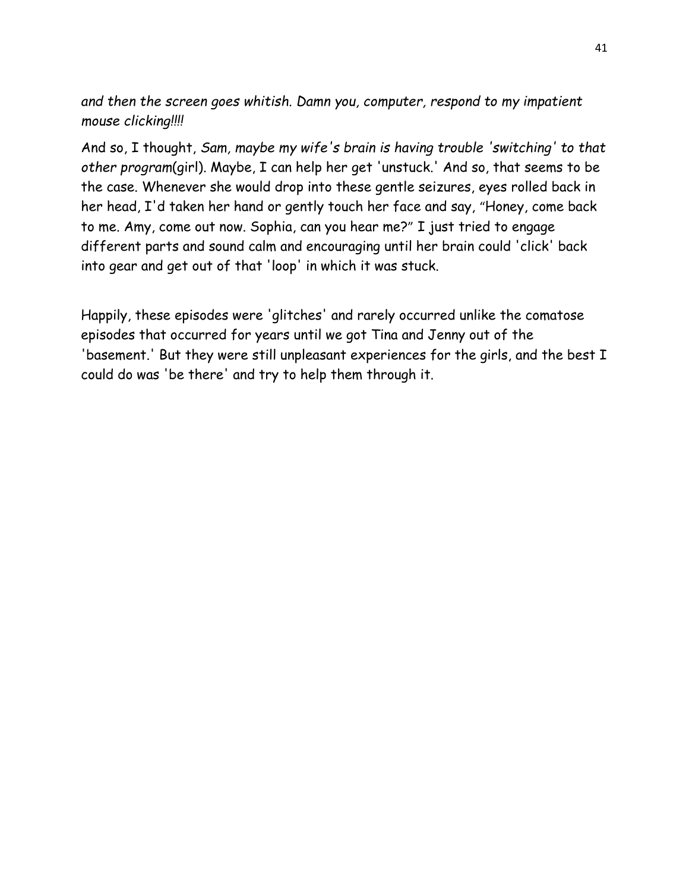*and then the screen goes whitish. Damn you, computer, respond to my impatient mouse clicking!!!!*

And so, I thought, *Sam, maybe my wife's brain is having trouble 'switching' to that other program*(girl). Maybe, I can help her get 'unstuck.' And so, that seems to be the case. Whenever she would drop into these gentle seizures, eyes rolled back in her head, I'd taken her hand or gently touch her face and say, "Honey, come back to me. Amy, come out now. Sophia, can you hear me?" I just tried to engage different parts and sound calm and encouraging until her brain could 'click' back into gear and get out of that 'loop' in which it was stuck.

Happily, these episodes were 'glitches' and rarely occurred unlike the comatose episodes that occurred for years until we got Tina and Jenny out of the 'basement.' But they were still unpleasant experiences for the girls, and the best I could do was 'be there' and try to help them through it.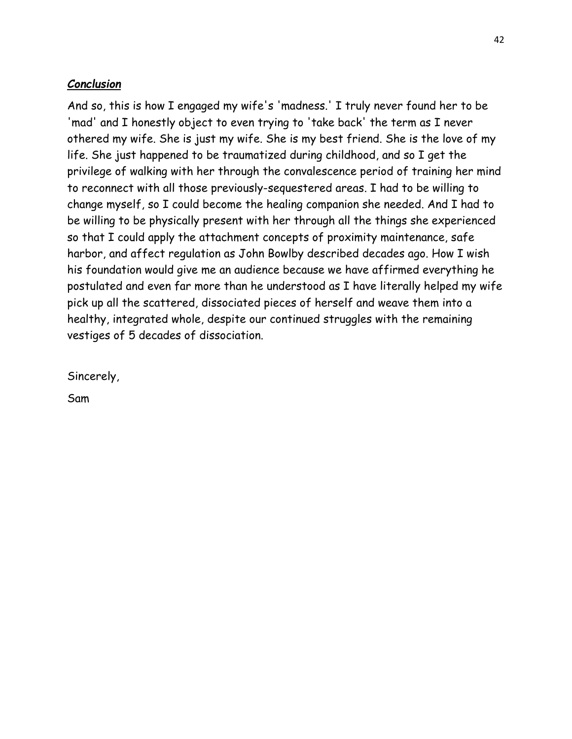***Conclusion***

And so, this is how I engaged my wife's 'madness.' I truly never found her to be 'mad' and I honestly object to even trying to 'take back' the term as I never othered my wife. She is just my wife. She is my best friend. She is the love of my life. She just happened to be traumatized during childhood, and so I get the privilege of walking with her through the convalescence period of training her mind to reconnect with all those previously-sequestered areas. I had to be willing to change myself, so I could become the healing companion she needed. And I had to be willing to be physically present with her through all the things she experienced so that I could apply the attachment concepts of proximity maintenance, safe harbor, and affect regulation as John Bowlby described decades ago. How I wish his foundation would give me an audience because we have affirmed everything he postulated and even far more than he understood as I have literally helped my wife pick up all the scattered, dissociated pieces of herself and weave them into a healthy, integrated whole, despite our continued struggles with the remaining vestiges of 5 decades of dissociation.

Sincerely,

Sam